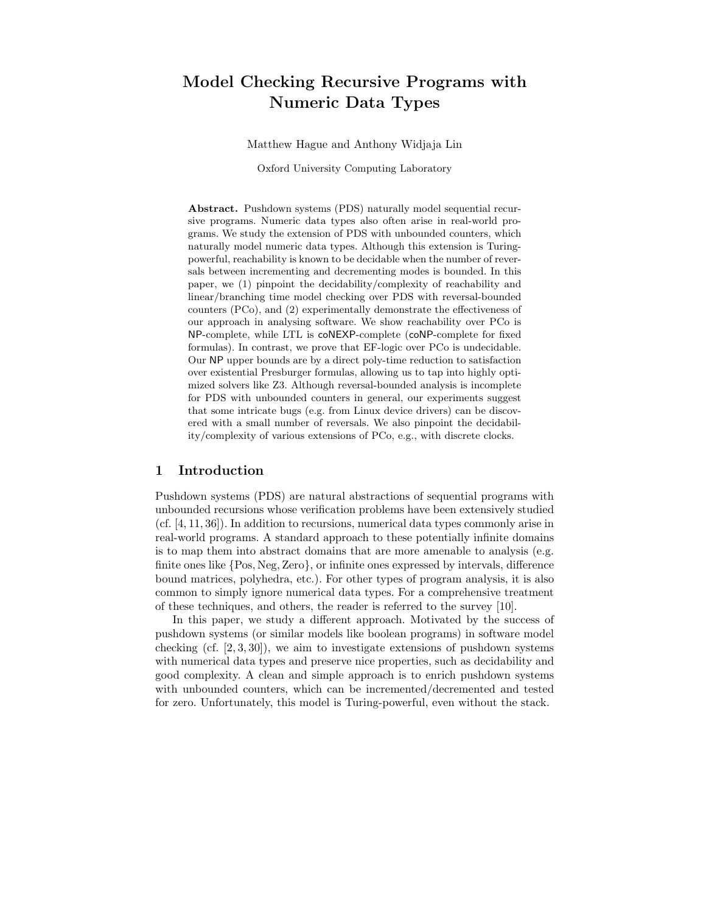# Model Checking Recursive Programs with Numeric Data Types

Matthew Hague and Anthony Widjaja Lin

Oxford University Computing Laboratory

**Abstract.** Pushdown systems (PDS) naturally model sequential recursive programs. Numeric data types also often arise in real-world programs. We study the extension of PDS with unbounded counters, which naturally model numeric data types. Although this extension is Turing-powerful, reachability is known to be decidable when the number of reversals between incrementing and decrementing modes is bounded. In this paper, we (1) pinpoint the decidability/complexity of reachability and linear/branching time model checking over PDS with reversal-bounded counters (PCo), and (2) experimentally demonstrate the effectiveness of our approach in analysing software. We show reachability over PCo is NP-complete, while LTL is coNEXP-complete (coNP-complete for fixed formulas). In contrast, we prove that EF-logic over PCo is undecidable. Our NP upper bounds are by a direct poly-time reduction to satisfaction over existential Presburger formulas, allowing us to tap into highly optimized solvers like Z3. Although reversal-bounded analysis is incomplete for PDS with unbounded counters in general, our experiments suggest that some intricate bugs (e.g. from Linux device drivers) can be discovered with a small number of reversals. We also pinpoint the decidability/complexity of various extensions of PCo, e.g., with discrete clocks.

## 1 Introduction

Pushdown systems (PDS) are natural abstractions of sequential programs with unbounded recursions whose verification problems have been extensively studied (cf. [4, 11, 36]). In addition to recursions, numerical data types commonly arise in real-world programs. A standard approach to these potentially infinite domains is to map them into abstract domains that are more amenable to analysis (e.g. finite ones like {Pos, Neg, Zero}, or infinite ones expressed by intervals, difference bound matrices, polyhedra, etc.). For other types of program analysis, it is also common to simply ignore numerical data types. For a comprehensive treatment of these techniques, and others, the reader is referred to the survey [10].

In this paper, we study a different approach. Motivated by the success of pushdown systems (or similar models like boolean programs) in software model checking (cf. [2, 3, 30]), we aim to investigate extensions of pushdown systems with numerical data types and preserve nice properties, such as decidability and good complexity. A clean and simple approach is to enrich pushdown systems with unbounded counters, which can be incremented/decremented and tested for zero. Unfortunately, this model is Turing-powerful, even without the stack.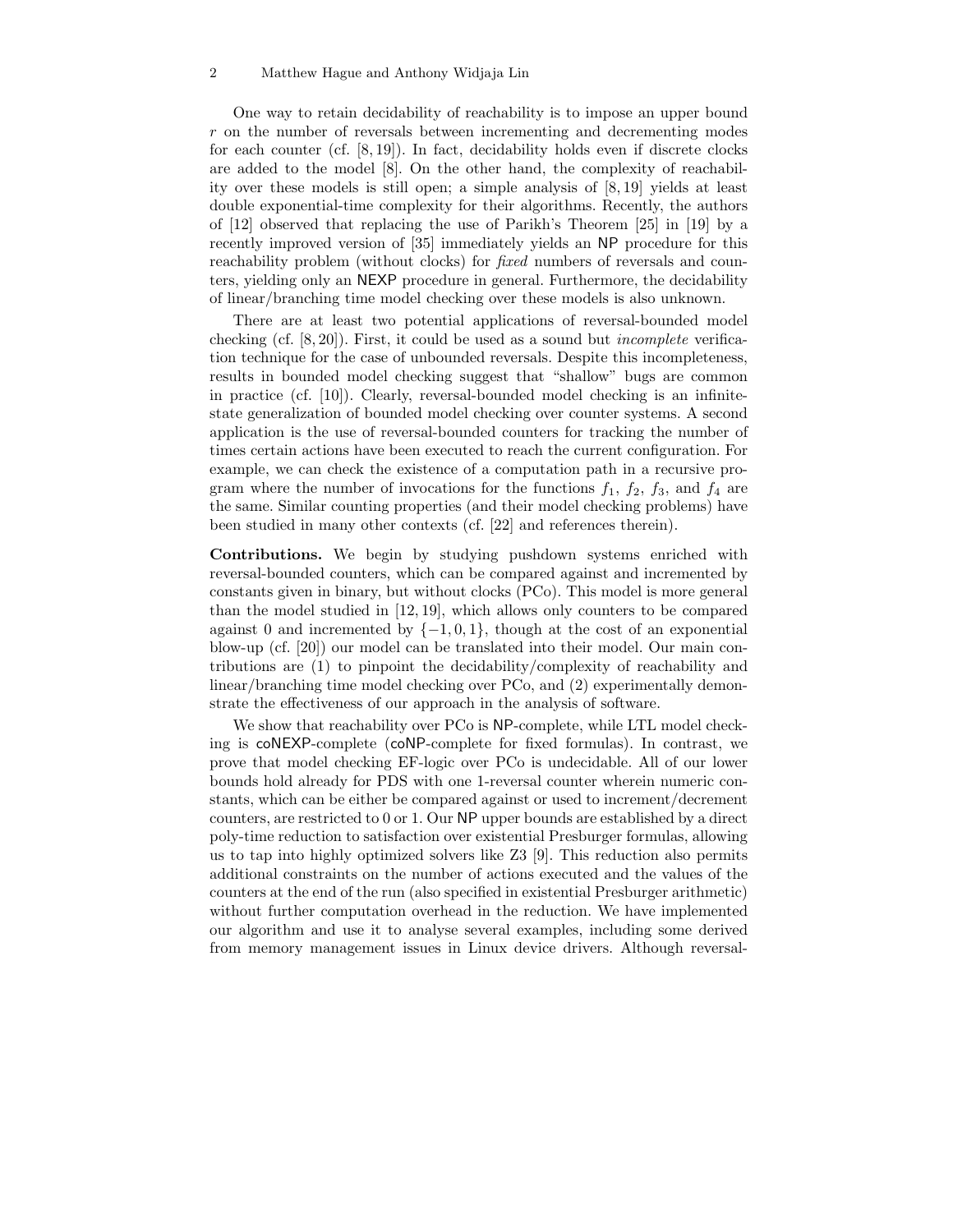One way to retain decidability of reachability is to impose an upper bound $r$ on the number of reversals between incrementing and decrementing modes for each counter (cf. [8, 19]). In fact, decidability holds even if discrete clocks are added to the model [8]. On the other hand, the complexity of reachability over these models is still open; a simple analysis of [8, 19] yields at least double exponential-time complexity for their algorithms. Recently, the authors of [12] observed that replacing the use of Parikh's Theorem [25] in [19] by a recently improved version of [35] immediately yields an NP procedure for this reachability problem (without clocks) for *fixed* numbers of reversals and counters, yielding only an NEXP procedure in general. Furthermore, the decidability of linear/branching time model checking over these models is also unknown.

There are at least two potential applications of reversal-bounded model checking (cf. [8, 20]). First, it could be used as a sound but *incomplete* verification technique for the case of unbounded reversals. Despite this incompleteness, results in bounded model checking suggest that "shallow" bugs are common in practice (cf. [10]). Clearly, reversal-bounded model checking is an infinite-state generalization of bounded model checking over counter systems. A second application is the use of reversal-bounded counters for tracking the number of times certain actions have been executed to reach the current configuration. For example, we can check the existence of a computation path in a recursive program where the number of invocations for the functions $f_1$, $f_2$, $f_3$, and $f_4$ are the same. Similar counting properties (and their model checking problems) have been studied in many other contexts (cf. [22] and references therein).

**Contributions.** We begin by studying pushdown systems enriched with reversal-bounded counters, which can be compared against and incremented by constants given in binary, but without clocks (PCo). This model is more general than the model studied in [12, 19], which allows only counters to be compared against 0 and incremented by $\{-1, 0, 1\}$, though at the cost of an exponential blow-up (cf. [20]) our model can be translated into their model. Our main contributions are (1) to pinpoint the decidability/complexity of reachability and linear/branching time model checking over PCo, and (2) experimentally demonstrate the effectiveness of our approach in the analysis of software.

We show that reachability over PCo is NP-complete, while LTL model checking is coNEXP-complete (coNP-complete for fixed formulas). In contrast, we prove that model checking EF-logic over PCo is undecidable. All of our lower bounds hold already for PDS with one 1-reversal counter wherein numeric constants, which can be either be compared against or used to increment/decrement counters, are restricted to 0 or 1. Our NP upper bounds are established by a direct poly-time reduction to satisfaction over existential Presburger formulas, allowing us to tap into highly optimized solvers like Z3 [9]. This reduction also permits additional constraints on the number of actions executed and the values of the counters at the end of the run (also specified in existential Presburger arithmetic) without further computation overhead in the reduction. We have implemented our algorithm and use it to analyse several examples, including some derived from memory management issues in Linux device drivers. Although reversal-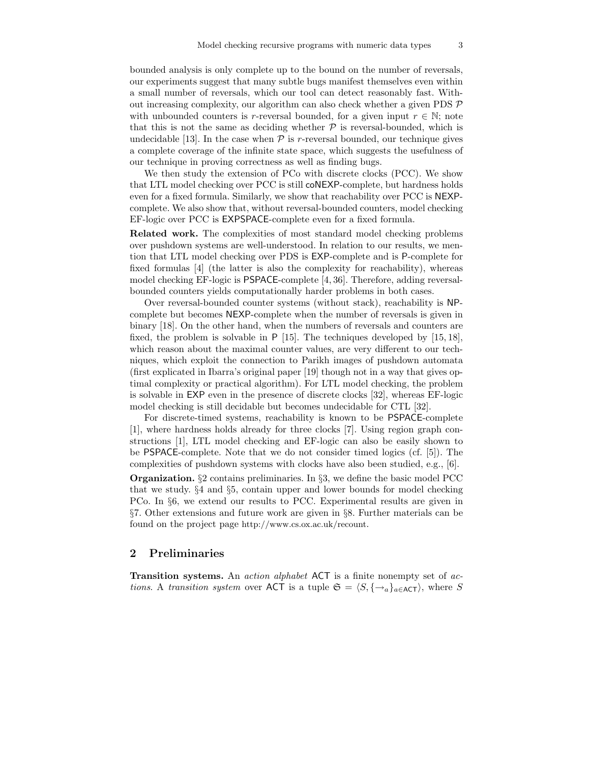bounded analysis is only complete up to the bound on the number of reversals, our experiments suggest that many subtle bugs manifest themselves even within a small number of reversals, which our tool can detect reasonably fast. Without increasing complexity, our algorithm can also check whether a given PDS $\mathcal{P}$ with unbounded counters is $r$-reversal bounded, for a given input $r \in \mathbb{N}$; note that this is not the same as deciding whether $\mathcal{P}$ is reversal-bounded, which is undecidable [13]. In the case when $\mathcal{P}$ is $r$-reversal bounded, our technique gives a complete coverage of the infinite state space, which suggests the usefulness of our technique in proving correctness as well as finding bugs.

We then study the extension of PCo with discrete clocks (PCC). We show that LTL model checking over PCC is still coNEXP-complete, but hardness holds even for a fixed formula. Similarly, we show that reachability over PCC is NEXP-complete. We also show that, without reversal-bounded counters, model checking EF-logic over PCC is EXPSPACE-complete even for a fixed formula.

**Related work.** The complexities of most standard model checking problems over pushdown systems are well-understood. In relation to our results, we mention that LTL model checking over PDS is EXP-complete and is P-complete for fixed formulas [4] (the latter is also the complexity for reachability), whereas model checking EF-logic is PSPACE-complete [4, 36]. Therefore, adding reversal-bounded counters yields computationally harder problems in both cases.

Over reversal-bounded counter systems (without stack), reachability is NP-complete but becomes NEXP-complete when the number of reversals is given in binary [18]. On the other hand, when the numbers of reversals and counters are fixed, the problem is solvable in P [15]. The techniques developed by [15, 18], which reason about the maximal counter values, are very different to our techniques, which exploit the connection to Parikh images of pushdown automata (first explicated in Ibarra's original paper [19] though not in a way that gives optimal complexity or practical algorithm). For LTL model checking, the problem is solvable in EXP even in the presence of discrete clocks [32], whereas EF-logic model checking is still decidable but becomes undecidable for CTL [32].

For discrete-timed systems, reachability is known to be PSPACE-complete [1], where hardness holds already for three clocks [7]. Using region graph constructions [1], LTL model checking and EF-logic can also be easily shown to be PSPACE-complete. Note that we do not consider timed logics (cf. [5]). The complexities of pushdown systems with clocks have also been studied, e.g., [6].

**Organization.** §2 contains preliminaries. In §3, we define the basic model PCC that we study. §4 and §5, contain upper and lower bounds for model checking PCo. In §6, we extend our results to PCC. Experimental results are given in §7. Other extensions and future work are given in §8. Further materials can be found on the project page http://www.cs.ox.ac.uk/recount.

## 2 Preliminaries

**Transition systems.** An *action alphabet* ACT is a finite nonempty set of *actions*. A *transition system* over ACT is a tuple $\mathfrak{S} = \langle S, \{\rightarrow_a\}_{a \in \mathsf{ACT}} \rangle$, where $S$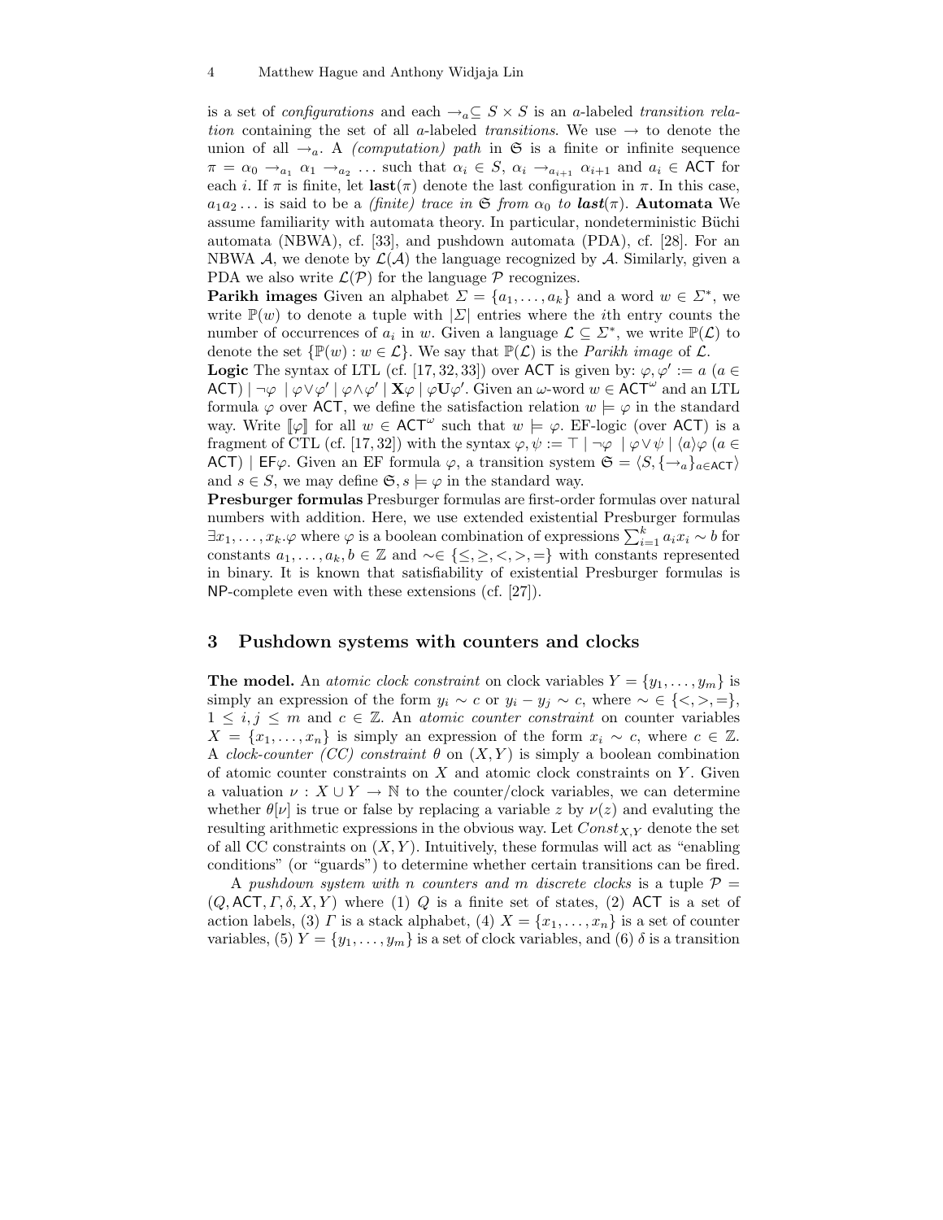is a set of *configurations* and each $\rightarrow_a \subseteq S \times S$ is an $a$-labeled *transition relation* containing the set of all $a$-labeled *transitions*. We use $\rightarrow$ to denote the union of all $\rightarrow_a$. A *(computation) path* in $\mathfrak{S}$ is a finite or infinite sequence $\pi = \alpha_0 \rightarrow_{a_1} \alpha_1 \rightarrow_{a_2} \ldots$ such that $\alpha_i \in S$, $\alpha_i \rightarrow_{a_{i+1}} \alpha_{i+1}$ and $a_i \in \mathsf{ACT}$ for each $i$. If $\pi$ is finite, let $\mathbf{last}(\pi)$ denote the last configuration in $\pi$. In this case, $a_1 a_2 \ldots$ is said to be a *(finite) trace in* $\mathfrak{S}$ *from* $\alpha_0$ *to* $\boldsymbol{last}(\pi)$. **Automata** We assume familiarity with automata theory. In particular, nondeterministic Büchi automata (NBWA), cf. [33], and pushdown automata (PDA), cf. [28]. For an NBWA $\mathcal{A}$, we denote by $\mathcal{L}(\mathcal{A})$ the language recognized by $\mathcal{A}$. Similarly, given a PDA we also write $\mathcal{L}(\mathcal{P})$ for the language $\mathcal{P}$ recognizes.

**Parikh images** Given an alphabet $\Sigma = \{a_1, \ldots, a_k\}$ and a word $w \in \Sigma^*$, we write $\mathbb{P}(w)$ to denote a tuple with $|\Sigma|$ entries where the $i$th entry counts the number of occurrences of $a_i$ in $w$. Given a language $\mathcal{L} \subseteq \Sigma^*$, we write $\mathbb{P}(\mathcal{L})$ to denote the set $\{\mathbb{P}(w) : w \in \mathcal{L}\}$. We say that $\mathbb{P}(\mathcal{L})$ is the *Parikh image* of $\mathcal{L}$.

**Logic** The syntax of LTL (cf. [17, 32, 33]) over $\mathsf{ACT}$ is given by: $\varphi, \varphi' := a$ ($a \in \mathsf{ACT}$) $\mid \neg\varphi \mid \varphi \vee \varphi' \mid \varphi \wedge \varphi' \mid \mathbf{X}\varphi \mid \varphi \mathbf{U} \varphi'$. Given an $\omega$-word $w \in \mathsf{ACT}^\omega$ and an LTL formula $\varphi$ over $\mathsf{ACT}$, we define the satisfaction relation $w \models \varphi$ in the standard way. Write $[\![\varphi]\!]$ for all $w \in \mathsf{ACT}^\omega$ such that $w \models \varphi$. EF-logic (over $\mathsf{ACT}$) is a fragment of CTL (cf. [17, 32]) with the syntax $\varphi, \psi := \top \mid \neg\varphi \mid \varphi \vee \psi \mid \langle a \rangle \varphi$ ($a \in \mathsf{ACT}$) $\mid \mathsf{EF}\varphi$. Given an EF formula $\varphi$, a transition system $\mathfrak{S} = \langle S, \{\rightarrow_a\}_{a \in \mathsf{ACT}} \rangle$ and $s \in S$, we may define $\mathfrak{S}, s \models \varphi$ in the standard way.

**Presburger formulas** Presburger formulas are first-order formulas over natural numbers with addition. Here, we use extended existential Presburger formulas $\exists x_1, \ldots, x_k . \varphi$ where $\varphi$ is a boolean combination of expressions $\sum_{i=1}^k a_i x_i \sim b$ for constants $a_1, \ldots, a_k, b \in \mathbb{Z}$ and $\sim \in \{\leq, \geq, <, >, =\}$ with constants represented in binary. It is known that satisfiability of existential Presburger formulas is NP-complete even with these extensions (cf. [27]).

## 3 Pushdown systems with counters and clocks

**The model.** An *atomic clock constraint* on clock variables $Y = \{y_1, \ldots, y_m\}$ is simply an expression of the form $y_i \sim c$ or $y_i - y_j \sim c$, where $\sim \in \{<, >, =\}$, $1 \leq i, j \leq m$ and $c \in \mathbb{Z}$. An *atomic counter constraint* on counter variables $X = \{x_1, \ldots, x_n\}$ is simply an expression of the form $x_i \sim c$, where $c \in \mathbb{Z}$. A *clock-counter (CC) constraint* $\theta$ on $(X, Y)$ is simply a boolean combination of atomic counter constraints on $X$ and atomic clock constraints on $Y$. Given a valuation $\nu : X \cup Y \rightarrow \mathbb{N}$ to the counter/clock variables, we can determine whether $\theta[\nu]$ is true or false by replacing a variable $z$ by $\nu(z)$ and evaluting the resulting arithmetic expressions in the obvious way. Let $Const_{X,Y}$ denote the set of all CC constraints on $(X, Y)$. Intuitively, these formulas will act as "enabling conditions" (or "guards") to determine whether certain transitions can be fired.

A *pushdown system with $n$ counters and $m$ discrete clocks* is a tuple $\mathcal{P} = (Q, \mathsf{ACT}, \Gamma, \delta, X, Y)$ where (1) $Q$ is a finite set of states, (2) $\mathsf{ACT}$ is a set of action labels, (3) $\Gamma$ is a stack alphabet, (4) $X = \{x_1, \ldots, x_n\}$ is a set of counter variables, (5) $Y = \{y_1, \ldots, y_m\}$ is a set of clock variables, and (6) $\delta$ is a transition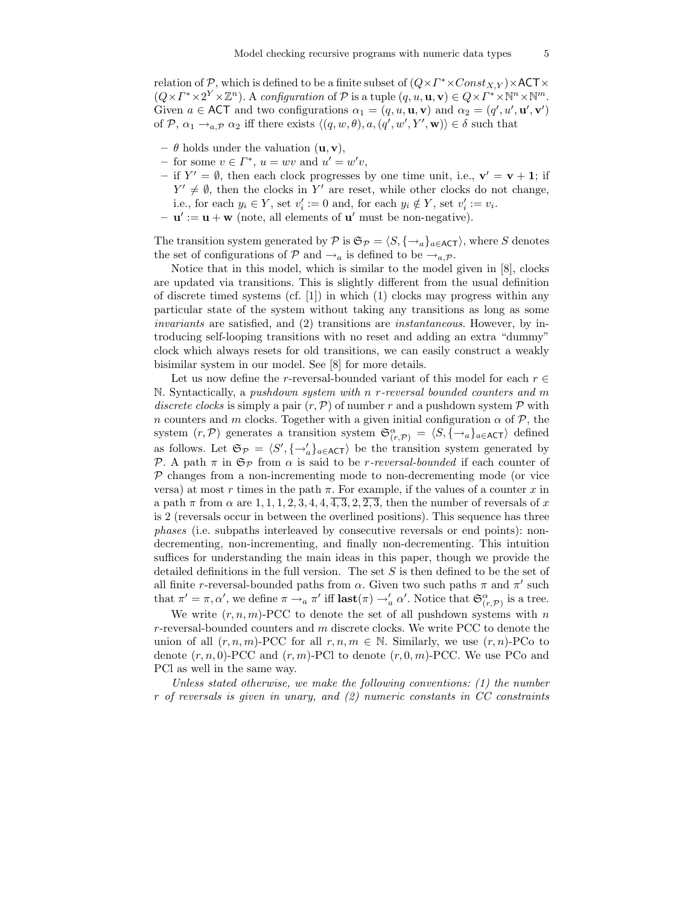relation of $\mathcal{P}$, which is defined to be a finite subset of $(Q \times \Gamma^* \times Const_{X,Y}) \times \mathsf{ACT} \times (Q \times \Gamma^* \times 2^Y \times \mathbb{Z}^n)$. A *configuration* of $\mathcal{P}$ is a tuple $(q, u, \mathbf{u}, \mathbf{v}) \in Q \times \Gamma^* \times \mathbb{N}^n \times \mathbb{N}^m$. Given $a \in \mathsf{ACT}$ and two configurations $\alpha_1 = (q, u, \mathbf{u}, \mathbf{v})$ and $\alpha_2 = (q', u', \mathbf{u}', \mathbf{v}')$ of $\mathcal{P}$, $\alpha_1 \to_{a,\mathcal{P}} \alpha_2$ iff there exists $\langle (q, w, \theta), a, (q', w', Y', \mathbf{w}) \rangle \in \delta$ such that

- $\theta$ holds under the valuation $(\mathbf{u}, \mathbf{v})$,
- for some $v \in \Gamma^*$, $u = wv$ and $u' = w'v$,
- if $Y' = \emptyset$, then each clock progresses by one time unit, i.e., $\mathbf{v}' = \mathbf{v} + \mathbf{1}$; if $Y' \neq \emptyset$, then the clocks in $Y'$ are reset, while other clocks do not change, i.e., for each $y_i \in Y$, set $v'_i := 0$ and, for each $y_i \notin Y$, set $v'_i := v_i$.
- $\mathbf{u}' := \mathbf{u} + \mathbf{w}$ (note, all elements of $\mathbf{u}'$ must be non-negative).

The transition system generated by $\mathcal{P}$ is $\mathfrak{S}_{\mathcal{P}} = \langle S, \{\to_a\}_{a \in \mathsf{ACT}} \rangle$, where $S$ denotes the set of configurations of $\mathcal{P}$ and $\to_a$ is defined to be $\to_{a,\mathcal{P}}$.

Notice that in this model, which is similar to the model given in [8], clocks are updated via transitions. This is slightly different from the usual definition of discrete timed systems (cf. [1]) in which (1) clocks may progress within any particular state of the system without taking any transitions as long as some *invariants* are satisfied, and (2) transitions are *instantaneous*. However, by introducing self-looping transitions with no reset and adding an extra "dummy" clock which always resets for old transitions, we can easily construct a weakly bisimilar system in our model. See [8] for more details.

Let us now define the $r$-reversal-bounded variant of this model for each $r \in \mathbb{N}$. Syntactically, a *pushdown system with $n$ $r$-reversal bounded counters and $m$ discrete clocks* is simply a pair $(r, \mathcal{P})$ of number $r$ and a pushdown system $\mathcal{P}$ with $n$ counters and $m$ clocks. Together with a given initial configuration $\alpha$ of $\mathcal{P}$, the system $(r, \mathcal{P})$ generates a transition system $\mathfrak{S}^{\alpha}_{(r,\mathcal{P})} = \langle S, \{\to_a\}_{a \in \mathsf{ACT}} \rangle$ defined as follows. Let $\mathfrak{S}_{\mathcal{P}} = \langle S', \{\to'_a\}_{a \in \mathsf{ACT}} \rangle$ be the transition system generated by $\mathcal{P}$. A path $\pi$ in $\mathfrak{S}_{\mathcal{P}}$ from $\alpha$ is said to be *$r$-reversal-bounded* if each counter of $\mathcal{P}$ changes from a non-incrementing mode to non-decrementing mode (or vice versa) at most $r$ times in the path $\pi$. For example, if the values of a counter $x$ in a path $\pi$ from $\alpha$ are $1, 1, 1, 2, 3, 4, \overline{4, 3}, 2, \overline{2, 3}$, then the number of reversals of $x$ is 2 (reversals occur in between the overlined positions). This sequence has three *phases* (i.e. subpaths interleaved by consecutive reversals or end points): non-decrementing, non-incrementing, and finally non-decrementing. This intuition suffices for understanding the main ideas in this paper, though we provide the detailed definitions in the full version. The set $S$ is then defined to be the set of all finite $r$-reversal-bounded paths from $\alpha$. Given two such paths $\pi$ and $\pi'$ such that $\pi' = \pi, \alpha'$, we define $\pi \to_a \pi'$ iff $\mathbf{last}(\pi) \to'_a \alpha'$. Notice that $\mathfrak{S}^{\alpha}_{(r,\mathcal{P})}$ is a tree.

We write $(r, n, m)$-PCC to denote the set of all pushdown systems with $n$ $r$-reversal-bounded counters and $m$ discrete clocks. We write PCC to denote the union of all $(r, n, m)$-PCC for all $r, n, m \in \mathbb{N}$. Similarly, we use $(r, n)$-PCo to denote $(r, n, 0)$-PCC and $(r, m)$-PCl to denote $(r, 0, m)$-PCC. We use PCo and PCl as well in the same way.

*Unless stated otherwise, we make the following conventions: (1) the number $r$ of reversals is given in unary, and (2) numeric constants in CC constraints*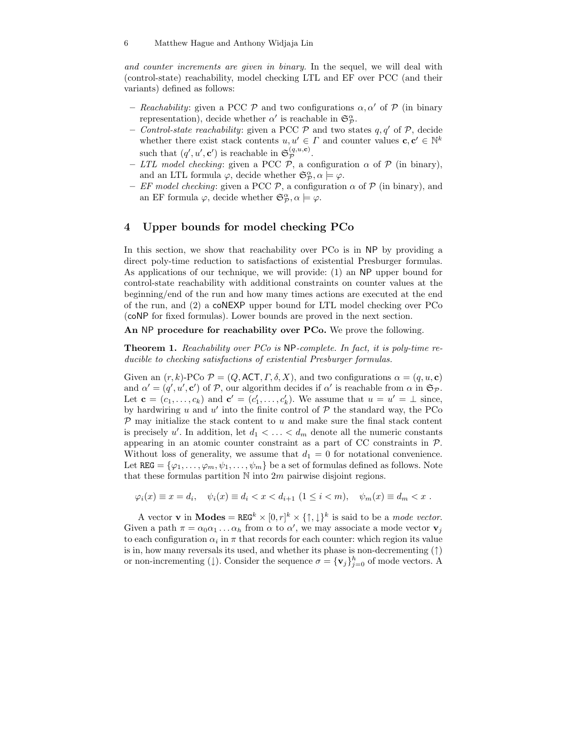*and counter increments are given in binary.* In the sequel, we will deal with (control-state) reachability, model checking LTL and EF over PCC (and their variants) defined as follows:

- *Reachability*: given a PCC $\mathcal{P}$ and two configurations $\alpha, \alpha'$ of $\mathcal{P}$ (in binary representation), decide whether $\alpha'$ is reachable in $\mathfrak{S}_{\mathcal{P}}^{\alpha}$.
- *Control-state reachability*: given a PCC $\mathcal{P}$ and two states $q, q'$ of $\mathcal{P}$, decide whether there exist stack contents $u, u' \in \Gamma$ and counter values $\mathbf{c}, \mathbf{c}' \in \mathbb{N}^k$ such that $(q', u', \mathbf{c}')$ is reachable in $\mathfrak{S}_{\mathcal{P}}^{(q,u,\mathbf{c})}$.
- *LTL model checking*: given a PCC $\mathcal{P}$, a configuration $\alpha$ of $\mathcal{P}$ (in binary), and an LTL formula $\varphi$, decide whether $\mathfrak{S}_{\mathcal{P}}^{\alpha}, \alpha \models \varphi$.
- *EF model checking*: given a PCC $\mathcal{P}$, a configuration $\alpha$ of $\mathcal{P}$ (in binary), and an EF formula $\varphi$, decide whether $\mathfrak{S}_{\mathcal{P}}^{\alpha}, \alpha \models \varphi$.

## 4 Upper bounds for model checking PCo

In this section, we show that reachability over PCo is in NP by providing a direct poly-time reduction to satisfactions of existential Presburger formulas. As applications of our technique, we will provide: (1) an NP upper bound for control-state reachability with additional constraints on counter values at the beginning/end of the run and how many times actions are executed at the end of the run, and (2) a coNEXP upper bound for LTL model checking over PCo (coNP for fixed formulas). Lower bounds are proved in the next section.

**An NP procedure for reachability over PCo.** We prove the following.

**Theorem 1.** *Reachability over PCo is NP-complete. In fact, it is poly-time reducible to checking satisfactions of existential Presburger formulas.*

Given an $(r, k)$-PCo $\mathcal{P} = (Q, \mathsf{ACT}, \Gamma, \delta, X)$, and two configurations $\alpha = (q, u, \mathbf{c})$ and $\alpha' = (q', u', \mathbf{c}')$ of $\mathcal{P}$, our algorithm decides if $\alpha'$ is reachable from $\alpha$ in $\mathfrak{S}_{\mathcal{P}}$. Let $\mathbf{c} = (c_1, \ldots, c_k)$ and $\mathbf{c}' = (c'_1, \ldots, c'_k)$. We assume that $u = u' = \bot$ since, by hardwiring $u$ and $u'$ into the finite control of $\mathcal{P}$ the standard way, the PCo $\mathcal{P}$ may initialize the stack content to $u$ and make sure the final stack content is precisely $u'$. In addition, let $d_1 < \ldots < d_m$ denote all the numeric constants appearing in an atomic counter constraint as a part of CC constraints in $\mathcal{P}$. Without loss of generality, we assume that $d_1 = 0$ for notational convenience. Let $\mathtt{REG} = \{\varphi_1, \ldots, \varphi_m, \psi_1, \ldots, \psi_m\}$ be a set of formulas defined as follows. Note that these formulas partition $\mathbb{N}$ into $2m$ pairwise disjoint regions.

$$\varphi_i(x) \equiv x = d_i, \quad \psi_i(x) \equiv d_i < x < d_{i+1} \ (1 \leq i < m), \quad \psi_m(x) \equiv d_m < x \ .$$

A vector $\mathbf{v}$ in $\mathbf{Modes} = \mathtt{REG}^k \times [0, r]^k \times \{\uparrow, \downarrow\}^k$ is said to be a *mode vector*. Given a path $\pi = \alpha_0 \alpha_1 \ldots \alpha_h$ from $\alpha$ to $\alpha'$, we may associate a mode vector $\mathbf{v}_j$ to each configuration $\alpha_i$ in $\pi$ that records for each counter: which region its value is in, how many reversals its used, and whether its phase is non-decrementing ($\uparrow$) or non-incrementing ($\downarrow$). Consider the sequence $\sigma = \{\mathbf{v}_j\}_{j=0}^{h}$ of mode vectors. A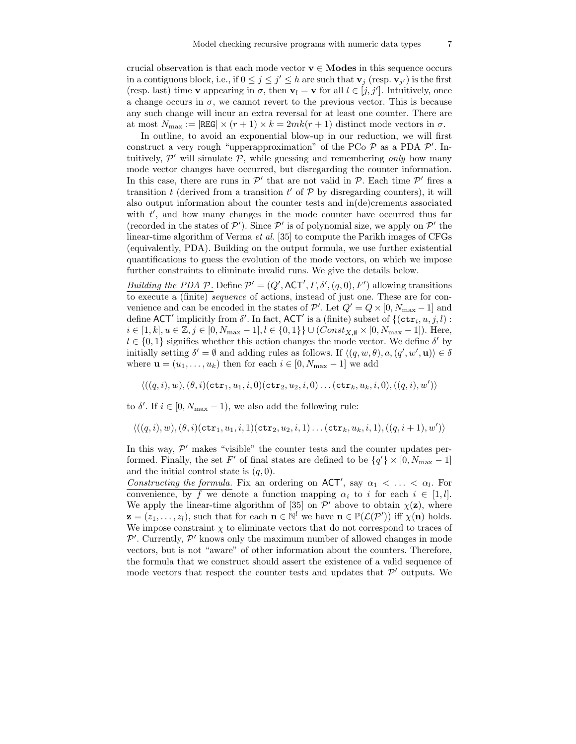crucial observation is that each mode vector $\mathbf{v} \in \mathbf{Modes}$ in this sequence occurs in a contiguous block, i.e., if $0 \leq j \leq j' \leq h$ are such that $\mathbf{v}_j$ (resp. $\mathbf{v}_{j'}$) is the first (resp. last) time $\mathbf{v}$ appearing in $\sigma$, then $\mathbf{v}_l = \mathbf{v}$ for all $l \in [j, j']$. Intuitively, once a change occurs in $\sigma$, we cannot revert to the previous vector. This is because any such change will incur an extra reversal for at least one counter. There are at most $N_{\max} := |\mathtt{REG}| \times (r+1) \times k = 2mk(r+1)$ distinct mode vectors in $\sigma$.

In outline, to avoid an exponential blow-up in our reduction, we will first construct a very rough "upperapproximation" of the PCo $\mathcal{P}$ as a PDA $\mathcal{P}'$. Intuitively, $\mathcal{P}'$ will simulate $\mathcal{P}$, while guessing and remembering *only* how many mode vector changes have occurred, but disregarding the counter information. In this case, there are runs in $\mathcal{P}'$ that are not valid in $\mathcal{P}$. Each time $\mathcal{P}'$ fires a transition $t$ (derived from a transition $t'$ of $\mathcal{P}$ by disregarding counters), it will also output information about the counter tests and in(de)crements associated with $t'$, and how many changes in the mode counter have occurred thus far (recorded in the states of $\mathcal{P}'$). Since $\mathcal{P}'$ is of polynomial size, we apply on $\mathcal{P}'$ the linear-time algorithm of Verma *et al.* [35] to compute the Parikh images of CFGs (equivalently, PDA). Building on the output formula, we use further existential quantifications to guess the evolution of the mode vectors, on which we impose further constraints to eliminate invalid runs. We give the details below.

*Building the PDA $\mathcal{P}$.* Define $\mathcal{P}' = (Q', \mathsf{ACT}', \Gamma, \delta', (q,0), F')$ allowing transitions to execute a (finite) *sequence* of actions, instead of just one. These are for convenience and can be encoded in the states of $\mathcal{P}'$. Let $Q' = Q \times [0, N_{\max} - 1]$ and define $\mathsf{ACT}'$ implicitly from $\delta'$. In fact, $\mathsf{ACT}'$ is a (finite) subset of $\{(\mathtt{ctr}_i, u, j, l) : i \in [1,k], u \in \mathbb{Z}, j \in [0, N_{\max}-1], l \in \{0,1\}\} \cup (Const_{X,\emptyset} \times [0, N_{\max} - 1])$. Here, $l \in \{0,1\}$ signifies whether this action changes the mode vector. We define $\delta'$ by initially setting $\delta' = \emptyset$ and adding rules as follows. If $\langle (q, w, \theta), a, (q', w', \mathbf{u})\rangle \in \delta$ where $\mathbf{u} = (u_1, \ldots, u_k)$ then for each $i \in [0, N_{\max} - 1]$ we add

$$\langle ((q,i), w), (\theta, i)(\mathtt{ctr}_1, u_1, i, 0)(\mathtt{ctr}_2, u_2, i, 0) \ldots (\mathtt{ctr}_k, u_k, i, 0), ((q,i), w')\rangle$$

to $\delta'$. If $i \in [0, N_{\max} - 1)$, we also add the following rule:

$$\langle ((q,i), w), (\theta, i)(\mathtt{ctr}_1, u_1, i, 1)(\mathtt{ctr}_2, u_2, i, 1) \ldots (\mathtt{ctr}_k, u_k, i, 1), ((q, i+1), w')\rangle$$

In this way, $\mathcal{P}'$ makes "visible" the counter tests and the counter updates performed. Finally, the set $F'$ of final states are defined to be $\{q'\} \times [0, N_{\max} - 1]$ and the initial control state is $(q, 0)$.

*Constructing the formula.* Fix an ordering on $\mathsf{ACT}'$, say $\alpha_1 < \ldots < \alpha_l$. For convenience, by $f$ we denote a function mapping $\alpha_i$ to $i$ for each $i \in [1,l]$. We apply the linear-time algorithm of [35] on $\mathcal{P}'$ above to obtain $\chi(\mathbf{z})$, where $\mathbf{z} = (z_1, \ldots, z_l)$, such that for each $\mathbf{n} \in \mathbb{N}^l$ we have $\mathbf{n} \in \mathbb{P}(\mathcal{L}(\mathcal{P}'))$ iff $\chi(\mathbf{n})$ holds. We impose constraint $\chi$ to eliminate vectors that do not correspond to traces of $\mathcal{P}'$. Currently, $\mathcal{P}'$ knows only the maximum number of allowed changes in mode vectors, but is not "aware" of other information about the counters. Therefore, the formula that we construct should assert the existence of a valid sequence of mode vectors that respect the counter tests and updates that $\mathcal{P}'$ outputs. We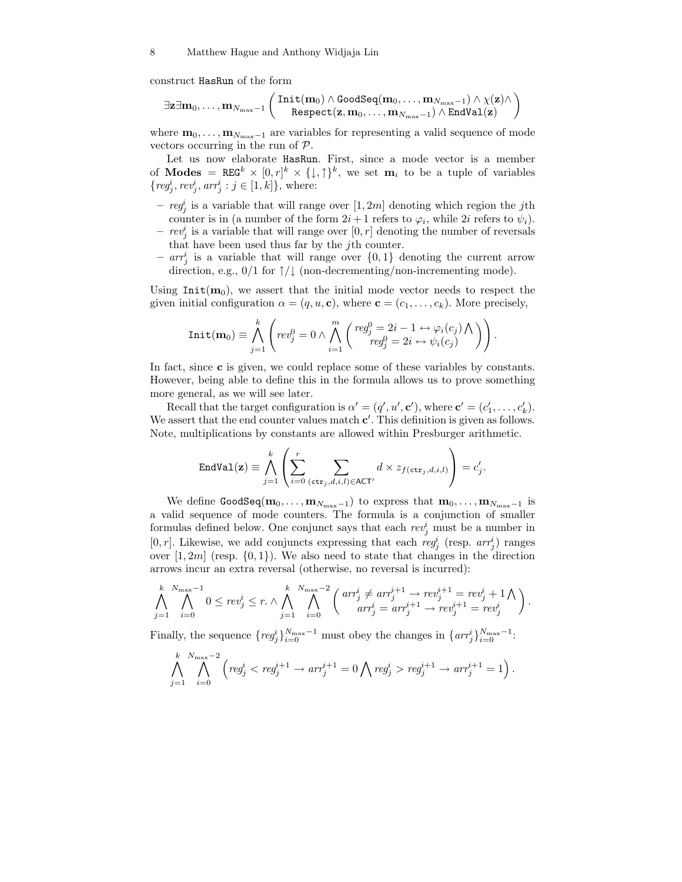construct $\mathtt{HasRun}$ of the form

$$\exists \mathbf{z} \exists \mathbf{m}_0, \ldots, \mathbf{m}_{N_{\max}-1} \left( \begin{array}{c} \mathtt{Init}(\mathbf{m}_0) \wedge \mathtt{GoodSeq}(\mathbf{m}_0, \ldots, \mathbf{m}_{N_{\max}-1}) \wedge \chi(\mathbf{z}) \wedge \\ \mathtt{Respect}(\mathbf{z}, \mathbf{m}_0, \ldots, \mathbf{m}_{N_{\max}-1}) \wedge \mathtt{EndVal}(\mathbf{z}) \end{array} \right)$$

where $\mathbf{m}_0, \ldots, \mathbf{m}_{N_{\max}-1}$ are variables for representing a valid sequence of mode vectors occurring in the run of $\mathcal{P}$.

Let us now elaborate $\mathtt{HasRun}$. First, since a mode vector is a member of $\mathbf{Modes} = \mathtt{REG}^k \times [0,r]^k \times \{\downarrow, \uparrow\}^k$, we set $\mathbf{m}_i$ to be a tuple of variables $\{reg^i_j, rev^i_j, arr^i_j : j \in [1,k]\}$, where:

- $reg^i_j$ is a variable that will range over $[1, 2m]$ denoting which region the $j$th counter is in (a number of the form $2i+1$ refers to $\varphi_i$, while $2i$ refers to $\psi_i$).
- $rev^i_j$ is a variable that will range over $[0, r]$ denoting the number of reversals that have been used thus far by the $j$th counter.
- $arr^i_j$ is a variable that will range over $\{0, 1\}$ denoting the current arrow direction, e.g., 0/1 for $\uparrow/\downarrow$ (non-decrementing/non-incrementing mode).

Using $\mathtt{Init}(\mathbf{m}_0)$, we assert that the initial mode vector needs to respect the given initial configuration $\alpha = (q, u, \mathbf{c})$, where $\mathbf{c} = (c_1, \ldots, c_k)$. More precisely,

$$\mathtt{Init}(\mathbf{m}_0) \equiv \bigwedge_{j=1}^{k} \left( rev^0_j = 0 \wedge \bigwedge_{i=1}^{m} \left( \begin{array}{c} reg^0_j = 2i-1 \leftrightarrow \varphi_i(c_j) \bigwedge \\ reg^0_j = 2i \leftrightarrow \psi_i(c_j) \end{array} \right) \right).$$

In fact, since $\mathbf{c}$ is given, we could replace some of these variables by constants. However, being able to define this in the formula allows us to prove something more general, as we will see later.

Recall that the target configuration is $\alpha' = (q', u', \mathbf{c}')$, where $\mathbf{c}' = (c'_1, \ldots, c'_k)$. We assert that the end counter values match $\mathbf{c}'$. This definition is given as follows. Note, multiplications by constants are allowed within Presburger arithmetic.

$$\mathtt{EndVal}(\mathbf{z}) \equiv \bigwedge_{j=1}^{k} \left( \sum_{i=0}^{r} \sum_{(\mathtt{ctr}_j, d, i, l) \in \mathsf{ACT}'} d \times z_{f(\mathtt{ctr}_j, d, i, l)} \right) = c'_j.$$

We define $\mathtt{GoodSeq}(\mathbf{m}_0, \ldots, \mathbf{m}_{N_{\max}-1})$ to express that $\mathbf{m}_0, \ldots, \mathbf{m}_{N_{\max}-1}$ is a valid sequence of mode counters. The formula is a conjunction of smaller formulas defined below. One conjunct says that each $rev^i_j$ must be a number in $[0, r]$. Likewise, we add conjuncts expressing that each $reg^i_j$ (resp. $arr^i_j$) ranges over $[1, 2m]$ (resp. $\{0, 1\}$). We also need to state that changes in the direction arrows incur an extra reversal (otherwise, no reversal is incurred):

$$\bigwedge_{j=1}^{k} \bigwedge_{i=0}^{N_{\max}-1} 0 \leq rev^i_j \leq r. \wedge \bigwedge_{j=1}^{k} \bigwedge_{i=0}^{N_{\max}-2} \left( \begin{array}{c} arr^i_j \neq arr^{i+1}_j \rightarrow rev^{i+1}_j = rev^i_j + 1 \bigwedge \\ arr^i_j = arr^{i+1}_j \rightarrow rev^{i+1}_j = rev^i_j \end{array} \right).$$

Finally, the sequence $\{reg^i_j\}_{i=0}^{N_{\max}-1}$ must obey the changes in $\{arr^i_j\}_{i=0}^{N_{\max}-1}$:

$$\bigwedge_{j=1}^{k} \bigwedge_{i=0}^{N_{\max}-2} \left( reg^i_j < reg^{i+1}_j \rightarrow arr^{i+1}_j = 0 \bigwedge reg^i_j > reg^{i+1}_j \rightarrow arr^{i+1}_j = 1 \right).$$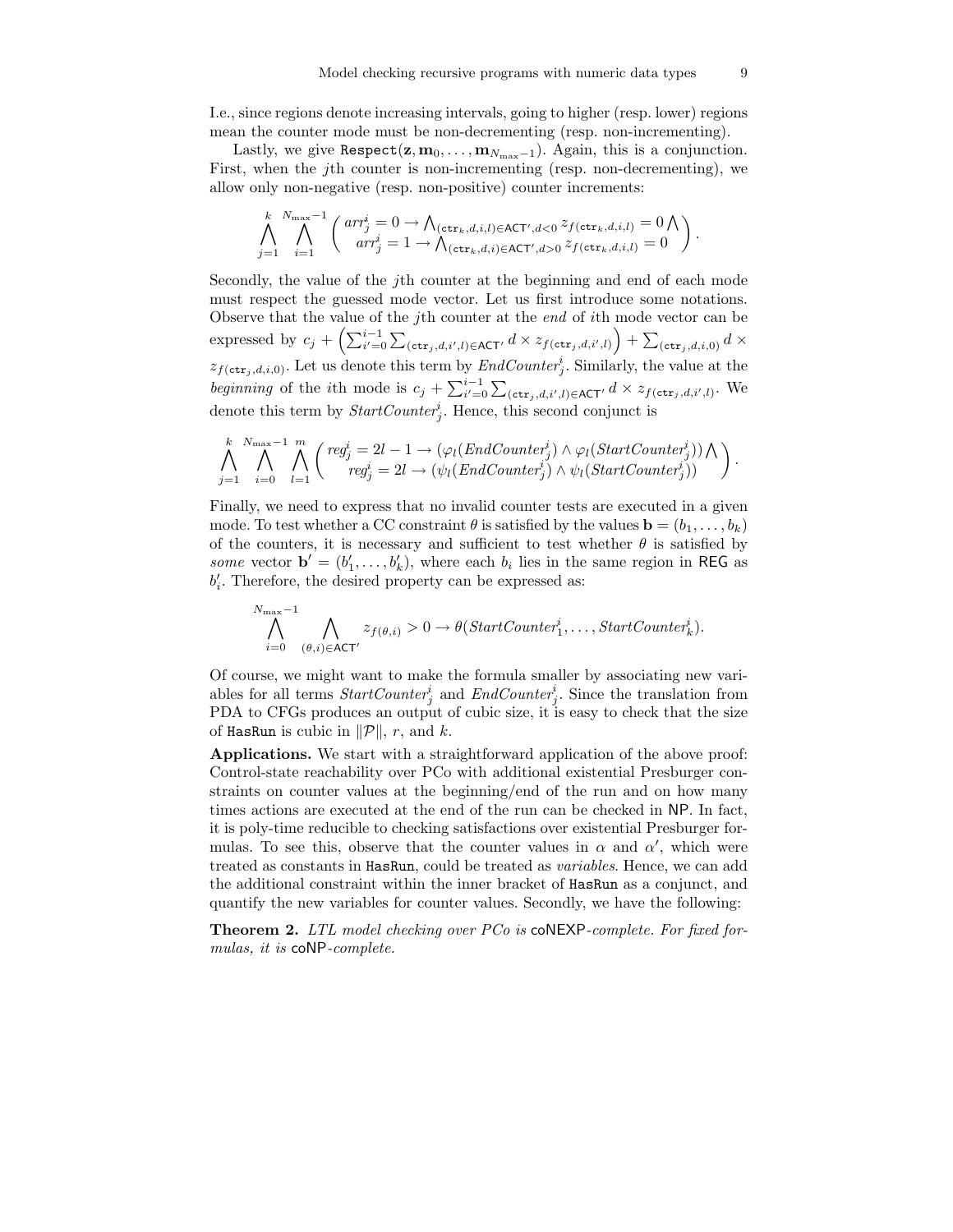I.e., since regions denote increasing intervals, going to higher (resp. lower) regions mean the counter mode must be non-decrementing (resp. non-incrementing).

Lastly, we give $\texttt{Respect}(\mathbf{z}, \mathbf{m}_0, \ldots, \mathbf{m}_{N_{\max}-1})$. Again, this is a conjunction. First, when the $j$th counter is non-incrementing (resp. non-decrementing), we allow only non-negative (resp. non-positive) counter increments:

$$\bigwedge_{j=1}^{k} \bigwedge_{i=1}^{N_{\max}-1} \left( \begin{array}{c} arr_j^i = 0 \rightarrow \bigwedge_{(\mathtt{ctr}_k, d, i, l) \in \mathsf{ACT}', d<0} z_{f(\mathtt{ctr}_k, d, i, l)} = 0 \bigwedge \\ arr_j^i = 1 \rightarrow \bigwedge_{(\mathtt{ctr}_k, d, i) \in \mathsf{ACT}', d>0} z_{f(\mathtt{ctr}_k, d, i, l)} = 0 \end{array} \right).$$

Secondly, the value of the $j$th counter at the beginning and end of each mode must respect the guessed mode vector. Let us first introduce some notations. Observe that the value of the $j$th counter at the *end* of $i$th mode vector can be expressed by $c_j + \left( \sum_{i'=0}^{i-1} \sum_{(\mathtt{ctr}_j, d, i', l) \in \mathsf{ACT}'} d \times z_{f(\mathtt{ctr}_j, d, i', l)} \right) + \sum_{(\mathtt{ctr}_j, d, i, 0)} d \times z_{f(\mathtt{ctr}_j, d, i, 0)}$. Let us denote this term by $EndCounter_j^i$. Similarly, the value at the *beginning* of the $i$th mode is $c_j + \sum_{i'=0}^{i-1} \sum_{(\mathtt{ctr}_j, d, i', l) \in \mathsf{ACT}'} d \times z_{f(\mathtt{ctr}_j, d, i', l)}$. We denote this term by $StartCounter_j^i$. Hence, this second conjunct is

$$\bigwedge_{j=1}^{k} \bigwedge_{i=0}^{N_{\max}-1} \bigwedge_{l=1}^{m} \left( \begin{array}{c} reg_j^i = 2l-1 \rightarrow (\varphi_l(EndCounter_j^i) \wedge \varphi_l(StartCounter_j^i)) \bigwedge \\ reg_j^i = 2l \rightarrow (\psi_l(EndCounter_j^i) \wedge \psi_l(StartCounter_j^i)) \end{array} \right).$$

Finally, we need to express that no invalid counter tests are executed in a given mode. To test whether a CC constraint $\theta$ is satisfied by the values $\mathbf{b} = (b_1, \ldots, b_k)$ of the counters, it is necessary and sufficient to test whether $\theta$ is satisfied by *some* vector $\mathbf{b}' = (b'_1, \ldots, b'_k)$, where each $b_i$ lies in the same region in $\mathsf{REG}$ as $b'_i$. Therefore, the desired property can be expressed as:

$$\bigwedge_{i=0}^{N_{\max}-1} \bigwedge_{(\theta, i) \in \mathsf{ACT}'} z_{f(\theta, i)} > 0 \rightarrow \theta(StartCounter_1^i, \ldots, StartCounter_k^i).$$

Of course, we might want to make the formula smaller by associating new variables for all terms $StartCounter_j^i$ and $EndCounter_j^i$. Since the translation from PDA to CFGs produces an output of cubic size, it is easy to check that the size of $\texttt{HasRun}$ is cubic in $\|\mathcal{P}\|$, $r$, and $k$.

**Applications.** We start with a straightforward application of the above proof: Control-state reachability over PCo with additional existential Presburger constraints on counter values at the beginning/end of the run and on how many times actions are executed at the end of the run can be checked in $\mathsf{NP}$. In fact, it is poly-time reducible to checking satisfactions over existential Presburger formulas. To see this, observe that the counter values in $\alpha$ and $\alpha'$, which were treated as constants in $\texttt{HasRun}$, could be treated as *variables*. Hence, we can add the additional constraint within the inner bracket of $\texttt{HasRun}$ as a conjunct, and quantify the new variables for counter values. Secondly, we have the following:

**Theorem 2.** *LTL model checking over PCo is* $\mathsf{coNEXP}$*-complete. For fixed formulas, it is* $\mathsf{coNP}$*-complete.*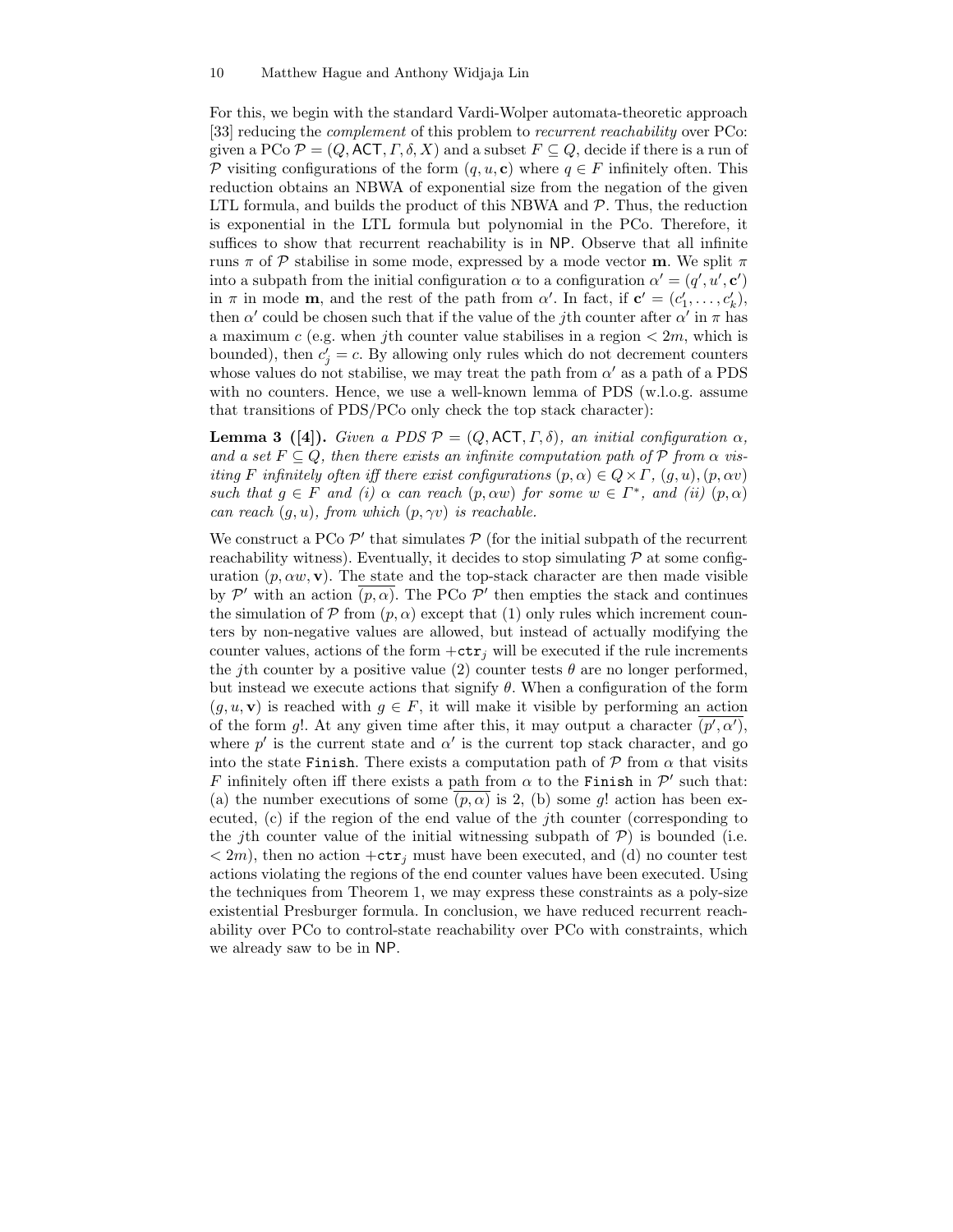For this, we begin with the standard Vardi-Wolper automata-theoretic approach [33] reducing the *complement* of this problem to *recurrent reachability* over PCo: given a PCo $\mathcal{P} = (Q, \mathsf{ACT}, \Gamma, \delta, X)$ and a subset $F \subseteq Q$, decide if there is a run of $\mathcal{P}$ visiting configurations of the form $(q, u, \mathbf{c})$ where $q \in F$ infinitely often. This reduction obtains an NBWA of exponential size from the negation of the given LTL formula, and builds the product of this NBWA and $\mathcal{P}$. Thus, the reduction is exponential in the LTL formula but polynomial in the PCo. Therefore, it suffices to show that recurrent reachability is in $\mathsf{NP}$. Observe that all infinite runs $\pi$ of $\mathcal{P}$ stabilise in some mode, expressed by a mode vector $\mathbf{m}$. We split $\pi$ into a subpath from the initial configuration $\alpha$ to a configuration $\alpha' = (q', u', \mathbf{c}')$ in $\pi$ in mode $\mathbf{m}$, and the rest of the path from $\alpha'$. In fact, if $\mathbf{c}' = (c'_1, \ldots, c'_k)$, then $\alpha'$ could be chosen such that if the value of the $j$th counter after $\alpha'$ in $\pi$ has a maximum $c$ (e.g. when $j$th counter value stabilises in a region $< 2m$, which is bounded), then $c'_j = c$. By allowing only rules which do not decrement counters whose values do not stabilise, we may treat the path from $\alpha'$ as a path of a PDS with no counters. Hence, we use a well-known lemma of PDS (w.l.o.g. assume that transitions of PDS/PCo only check the top stack character):

**Lemma 3 ([4]).** *Given a PDS $\mathcal{P} = (Q, \mathsf{ACT}, \Gamma, \delta)$, an initial configuration $\alpha$, and a set $F \subseteq Q$, then there exists an infinite computation path of $\mathcal{P}$ from $\alpha$ visiting $F$ infinitely often iff there exist configurations $(p, \alpha) \in Q \times \Gamma$, $(g, u), (p, \alpha v)$ such that $g \in F$ and (i) $\alpha$ can reach $(p, \alpha w)$ for some $w \in \Gamma^*$, and (ii) $(p, \alpha)$ can reach $(g, u)$, from which $(p, \gamma v)$ is reachable.*

We construct a PCo $\mathcal{P}'$ that simulates $\mathcal{P}$ (for the initial subpath of the recurrent reachability witness). Eventually, it decides to stop simulating $\mathcal{P}$ at some configuration $(p, \alpha w, \mathbf{v})$. The state and the top-stack character are then made visible by $\mathcal{P}'$ with an action $\overline{(p, \alpha)}$. The PCo $\mathcal{P}'$ then empties the stack and continues the simulation of $\mathcal{P}$ from $(p, \alpha)$ except that (1) only rules which increment counters by non-negative values are allowed, but instead of actually modifying the counter values, actions of the form $+\mathtt{ctr}_j$ will be executed if the rule increments the $j$th counter by a positive value (2) counter tests $\theta$ are no longer performed, but instead we execute actions that signify $\theta$. When a configuration of the form $(g, u, \mathbf{v})$ is reached with $g \in F$, it will make it visible by performing an action of the form $g!$. At any given time after this, it may output a character $\overline{(p', \alpha')}$, where $p'$ is the current state and $\alpha'$ is the current top stack character, and go into the state `Finish`. There exists a computation path of $\mathcal{P}$ from $\alpha$ that visits $F$ infinitely often iff there exists a path from $\alpha$ to the `Finish` in $\mathcal{P}'$ such that: (a) the number executions of some $\overline{(p, \alpha)}$ is 2, (b) some $g!$ action has been executed, (c) if the region of the end value of the $j$th counter (corresponding to the $j$th counter value of the initial witnessing subpath of $\mathcal{P}$) is bounded (i.e. $< 2m$), then no action $+\mathtt{ctr}_j$ must have been executed, and (d) no counter test actions violating the regions of the end counter values have been executed. Using the techniques from Theorem 1, we may express these constraints as a poly-size existential Presburger formula. In conclusion, we have reduced recurrent reachability over PCo to control-state reachability over PCo with constraints, which we already saw to be in $\mathsf{NP}$.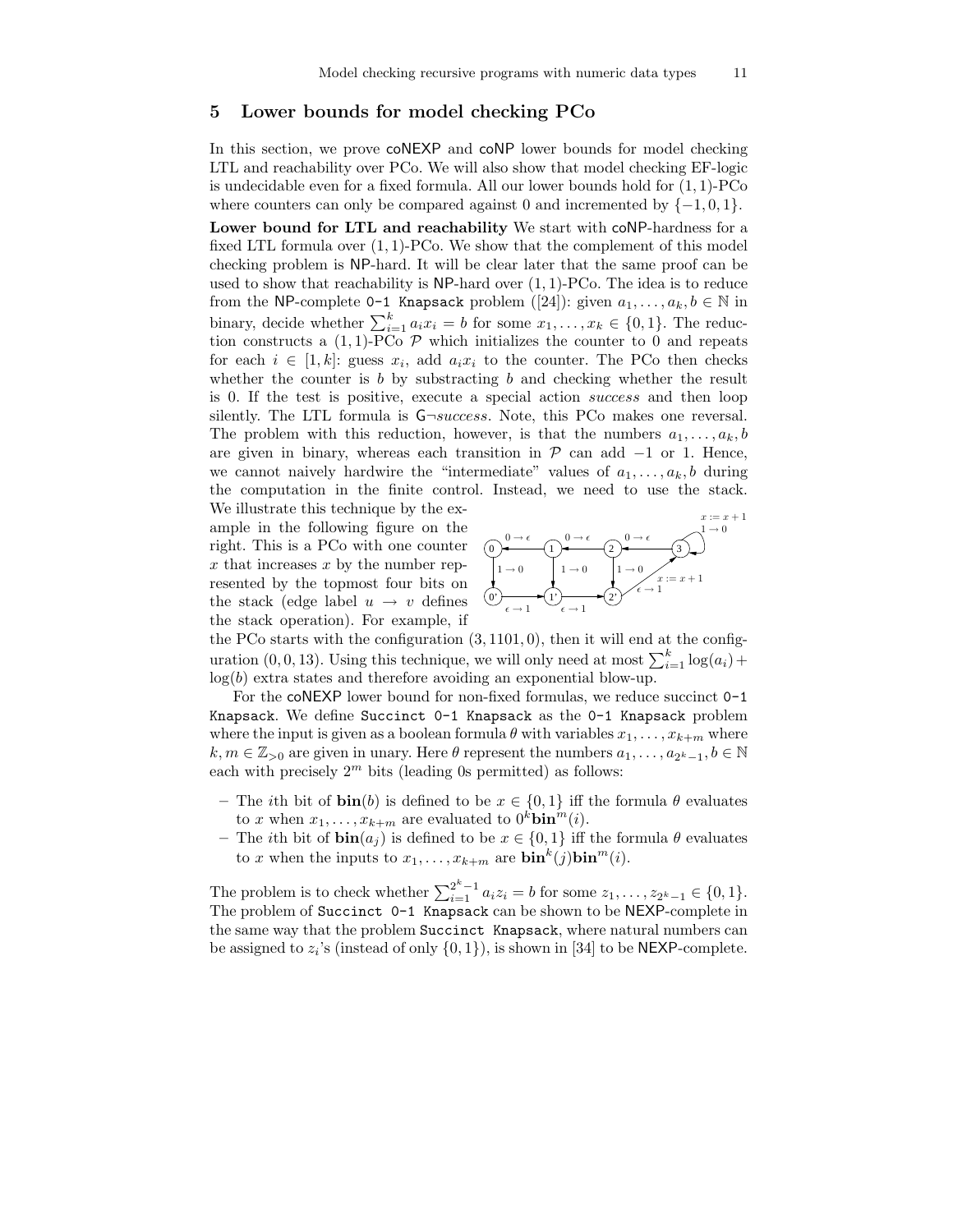## 5 Lower bounds for model checking PCo

In this section, we prove coNEXP and coNP lower bounds for model checking LTL and reachability over PCo. We will also show that model checking EF-logic is undecidable even for a fixed formula. All our lower bounds hold for $(1,1)$-PCo where counters can only be compared against 0 and incremented by $\{-1,0,1\}$.

**Lower bound for LTL and reachability** We start with coNP-hardness for a fixed LTL formula over $(1,1)$-PCo. We show that the complement of this model checking problem is NP-hard. It will be clear later that the same proof can be used to show that reachability is NP-hard over $(1,1)$-PCo. The idea is to reduce from the NP-complete `0-1 Knapsack` problem ([24]): given $a_1,\ldots,a_k,b \in \mathbb{N}$ in binary, decide whether $\sum_{i=1}^{k} a_i x_i = b$ for some $x_1,\ldots,x_k \in \{0,1\}$. The reduction constructs a $(1,1)$-PCo $\mathcal{P}$ which initializes the counter to 0 and repeats for each $i \in [1,k]$: guess $x_i$, add $a_i x_i$ to the counter. The PCo then checks whether the counter is $b$ by substracting $b$ and checking whether the result is 0. If the test is positive, execute a special action *success* and then loop silently. The LTL formula is $\mathsf{G}\neg \mathit{success}$. Note, this PCo makes one reversal. The problem with this reduction, however, is that the numbers $a_1,\ldots,a_k,b$ are given in binary, whereas each transition in $\mathcal{P}$ can add $-1$ or 1. Hence, we cannot naively hardwire the "intermediate" values of $a_1,\ldots,a_k,b$ during the computation in the finite control. Instead, we need to use the stack. We illustrate this technique by the example in the following figure on the right. This is a PCo with one counter $x$ that increases $x$ by the number represented by the topmost four bits on the stack (edge label $u \to v$ defines the stack operation). For example, if the PCo starts with the configuration $(3, 1101, 0)$, then it will end at the configuration $(0, 0, 13)$. Using this technique, we will only need at most $\sum_{i=1}^{k} \log(a_i) + \log(b)$ extra states and therefore avoiding an exponential blow-up.

For the coNEXP lower bound for non-fixed formulas, we reduce succinct `0-1 Knapsack`. We define `Succinct 0-1 Knapsack` as the `0-1 Knapsack` problem where the input is given as a boolean formula $\theta$ with variables $x_1,\ldots,x_{k+m}$ where $k,m \in \mathbb{Z}_{>0}$ are given in unary. Here $\theta$ represent the numbers $a_1,\ldots,a_{2^k-1},b \in \mathbb{N}$ each with precisely $2^m$ bits (leading 0s permitted) as follows:

- The $i$th bit of $\mathbf{bin}(b)$ is defined to be $x \in \{0,1\}$ iff the formula $\theta$ evaluates to $x$ when $x_1,\ldots,x_{k+m}$ are evaluated to $0^k\mathbf{bin}^m(i)$.
- The $i$th bit of $\mathbf{bin}(a_j)$ is defined to be $x \in \{0,1\}$ iff the formula $\theta$ evaluates to $x$ when the inputs to $x_1,\ldots,x_{k+m}$ are $\mathbf{bin}^k(j)\mathbf{bin}^m(i)$.

The problem is to check whether $\sum_{i=1}^{2^k-1} a_i z_i = b$ for some $z_1,\ldots,z_{2^k-1} \in \{0,1\}$. The problem of `Succinct 0-1 Knapsack` can be shown to be NEXP-complete in the same way that the problem `Succinct Knapsack`, where natural numbers can be assigned to $z_i$'s (instead of only $\{0,1\}$), is shown in [34] to be NEXP-complete.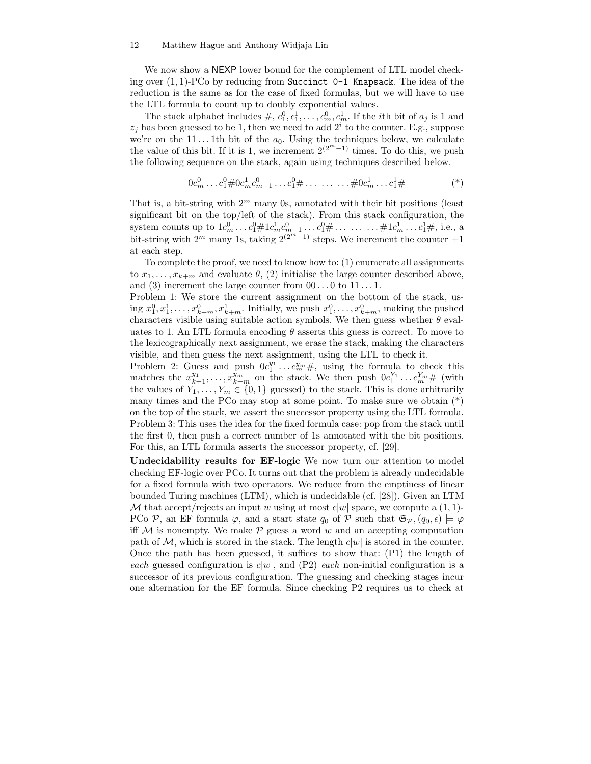We now show a NEXP lower bound for the complement of LTL model checking over $(1,1)$-PCo by reducing from `Succinct 0-1 Knapsack`. The idea of the reduction is the same as for the case of fixed formulas, but we will have to use the LTL formula to count up to doubly exponential values.

The stack alphabet includes $\#$, $c_1^0, c_1^1, \ldots, c_m^0, c_m^1$. If the $i$th bit of $a_j$ is 1 and $z_j$ has been guessed to be 1, then we need to add $2^i$ to the counter. E.g., suppose we're on the $11\ldots1$th bit of the $a_0$. Using the techniques below, we calculate the value of this bit. If it is 1, we increment $2^{(2^m-1)}$ times. To do this, we push the following sequence on the stack, again using techniques described below.

$$0c_m^0 \ldots c_1^0 \# 0 c_m^1 c_{m-1}^0 \ldots c_1^0 \# \ldots \;\ldots\; \ldots \# 0 c_m^1 \ldots c_1^1 \# \qquad (*)$$

That is, a bit-string with $2^m$ many 0s, annotated with their bit positions (least significant bit on the top/left of the stack). From this stack configuration, the system counts up to $1c_m^0 \ldots c_1^0 \# 1 c_m^1 c_{m-1}^0 \ldots c_1^0 \# \ldots \;\ldots\; \ldots \# 1 c_m^1 \ldots c_1^1 \#$, i.e., a bit-string with $2^m$ many 1s, taking $2^{(2^m-1)}$ steps. We increment the counter $+1$ at each step.

To complete the proof, we need to know how to: (1) enumerate all assignments to $x_1, \ldots, x_{k+m}$ and evaluate $\theta$, (2) initialise the large counter described above, and (3) increment the large counter from $00\ldots0$ to $11\ldots1$.

Problem 1: We store the current assignment on the bottom of the stack, using $x_1^0, x_1^1, \ldots, x_{k+m}^0, x_{k+m}^1$. Initially, we push $x_1^0, \ldots, x_{k+m}^0$, making the pushed characters visible using suitable action symbols. We then guess whether $\theta$ evaluates to 1. An LTL formula encoding $\theta$ asserts this guess is correct. To move to the lexicographically next assignment, we erase the stack, making the characters visible, and then guess the next assignment, using the LTL to check it.

Problem 2: Guess and push $0c_1^{y_1} \ldots c_m^{y_m}\#$, using the formula to check this matches the $x_{k+1}^{y_1}, \ldots, x_{k+m}^{y_m}$ on the stack. We then push $0c_1^{Y_1} \ldots c_m^{Y_m}\#$ (with the values of $Y_1, \ldots, Y_m \in \{0,1\}$ guessed) to the stack. This is done arbitrarily many times and the PCo may stop at some point. To make sure we obtain (\*) on the top of the stack, we assert the successor property using the LTL formula.

Problem 3: This uses the idea for the fixed formula case: pop from the stack until the first 0, then push a correct number of 1s annotated with the bit positions. For this, an LTL formula asserts the successor property, cf. [29].

**Undecidability results for EF-logic** We now turn our attention to model checking EF-logic over PCo. It turns out that the problem is already undecidable for a fixed formula with two operators. We reduce from the emptiness of linear bounded Turing machines (LTM), which is undecidable (cf. [28]). Given an LTM $\mathcal{M}$ that accept/rejects an input $w$ using at most $c|w|$ space, we compute a $(1,1)$-PCo $\mathcal{P}$, an EF formula $\varphi$, and a start state $q_0$ of $\mathcal{P}$ such that $\mathfrak{S}_{\mathcal{P}}, (q_0, \epsilon) \models \varphi$ iff $\mathcal{M}$ is nonempty. We make $\mathcal{P}$ guess a word $w$ and an accepting computation path of $\mathcal{M}$, which is stored in the stack. The length $c|w|$ is stored in the counter. Once the path has been guessed, it suffices to show that: (P1) the length of *each* guessed configuration is $c|w|$, and (P2) *each* non-initial configuration is a successor of its previous configuration. The guessing and checking stages incur one alternation for the EF formula. Since checking P2 requires us to check at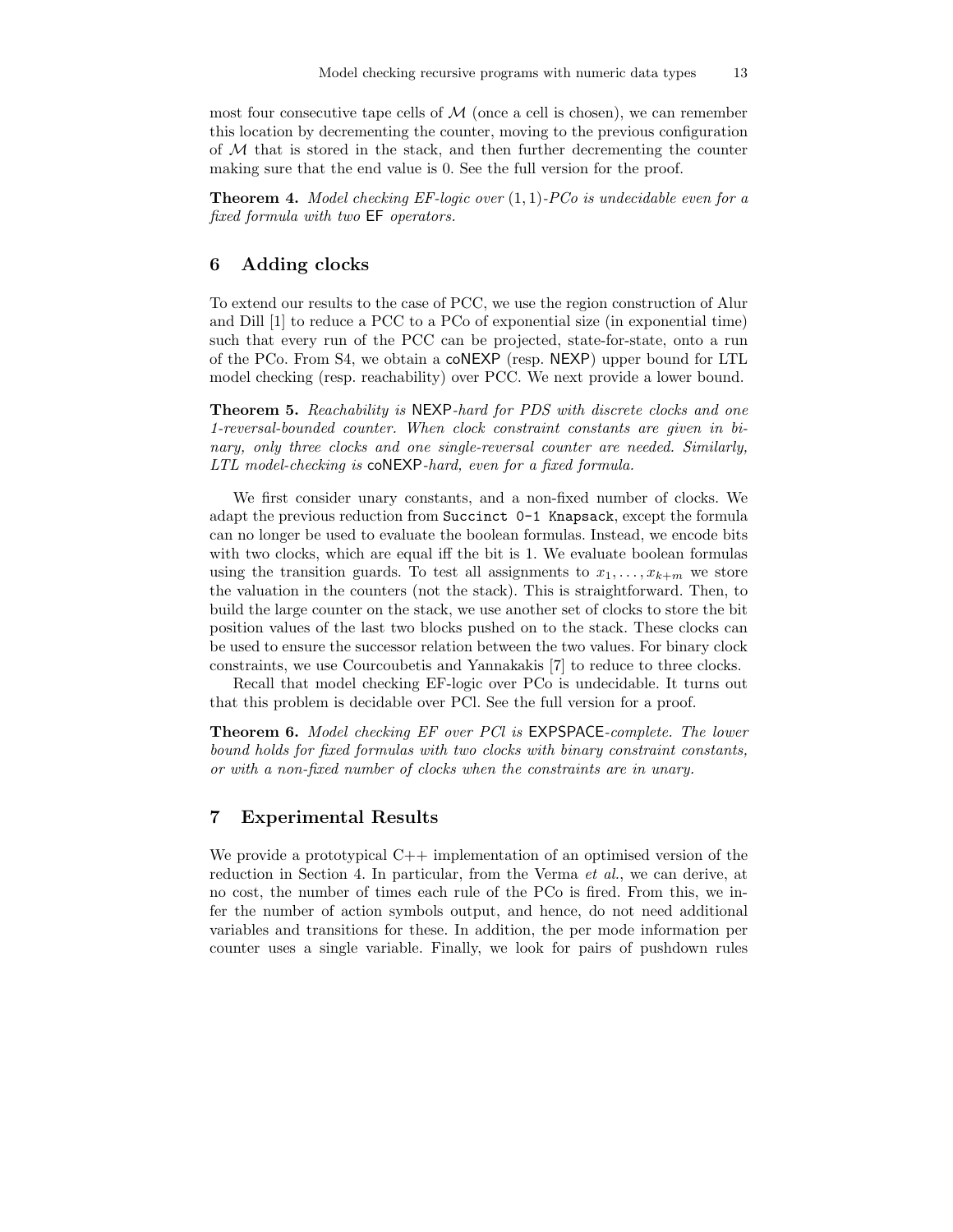most four consecutive tape cells of $\mathcal{M}$ (once a cell is chosen), we can remember this location by decrementing the counter, moving to the previous configuration of $\mathcal{M}$ that is stored in the stack, and then further decrementing the counter making sure that the end value is 0. See the full version for the proof.

**Theorem 4.** *Model checking EF-logic over $(1,1)$-PCo is undecidable even for a fixed formula with two* EF *operators.*

## 6 Adding clocks

To extend our results to the case of PCC, we use the region construction of Alur and Dill [1] to reduce a PCC to a PCo of exponential size (in exponential time) such that every run of the PCC can be projected, state-for-state, onto a run of the PCo. From S4, we obtain a coNEXP (resp. NEXP) upper bound for LTL model checking (resp. reachability) over PCC. We next provide a lower bound.

**Theorem 5.** *Reachability is* NEXP*-hard for PDS with discrete clocks and one 1-reversal-bounded counter. When clock constraint constants are given in binary, only three clocks and one single-reversal counter are needed. Similarly, LTL model-checking is* coNEXP*-hard, even for a fixed formula.*

We first consider unary constants, and a non-fixed number of clocks. We adapt the previous reduction from `Succinct 0-1 Knapsack`, except the formula can no longer be used to evaluate the boolean formulas. Instead, we encode bits with two clocks, which are equal iff the bit is 1. We evaluate boolean formulas using the transition guards. To test all assignments to $x_1, \ldots, x_{k+m}$ we store the valuation in the counters (not the stack). This is straightforward. Then, to build the large counter on the stack, we use another set of clocks to store the bit position values of the last two blocks pushed on to the stack. These clocks can be used to ensure the successor relation between the two values. For binary clock constraints, we use Courcoubetis and Yannakakis [7] to reduce to three clocks.

Recall that model checking EF-logic over PCo is undecidable. It turns out that this problem is decidable over PCl. See the full version for a proof.

**Theorem 6.** *Model checking EF over PCl is* EXPSPACE*-complete. The lower bound holds for fixed formulas with two clocks with binary constraint constants, or with a non-fixed number of clocks when the constraints are in unary.*

## 7 Experimental Results

We provide a prototypical C++ implementation of an optimised version of the reduction in Section 4. In particular, from the Verma *et al.*, we can derive, at no cost, the number of times each rule of the PCo is fired. From this, we infer the number of action symbols output, and hence, do not need additional variables and transitions for these. In addition, the per mode information per counter uses a single variable. Finally, we look for pairs of pushdown rules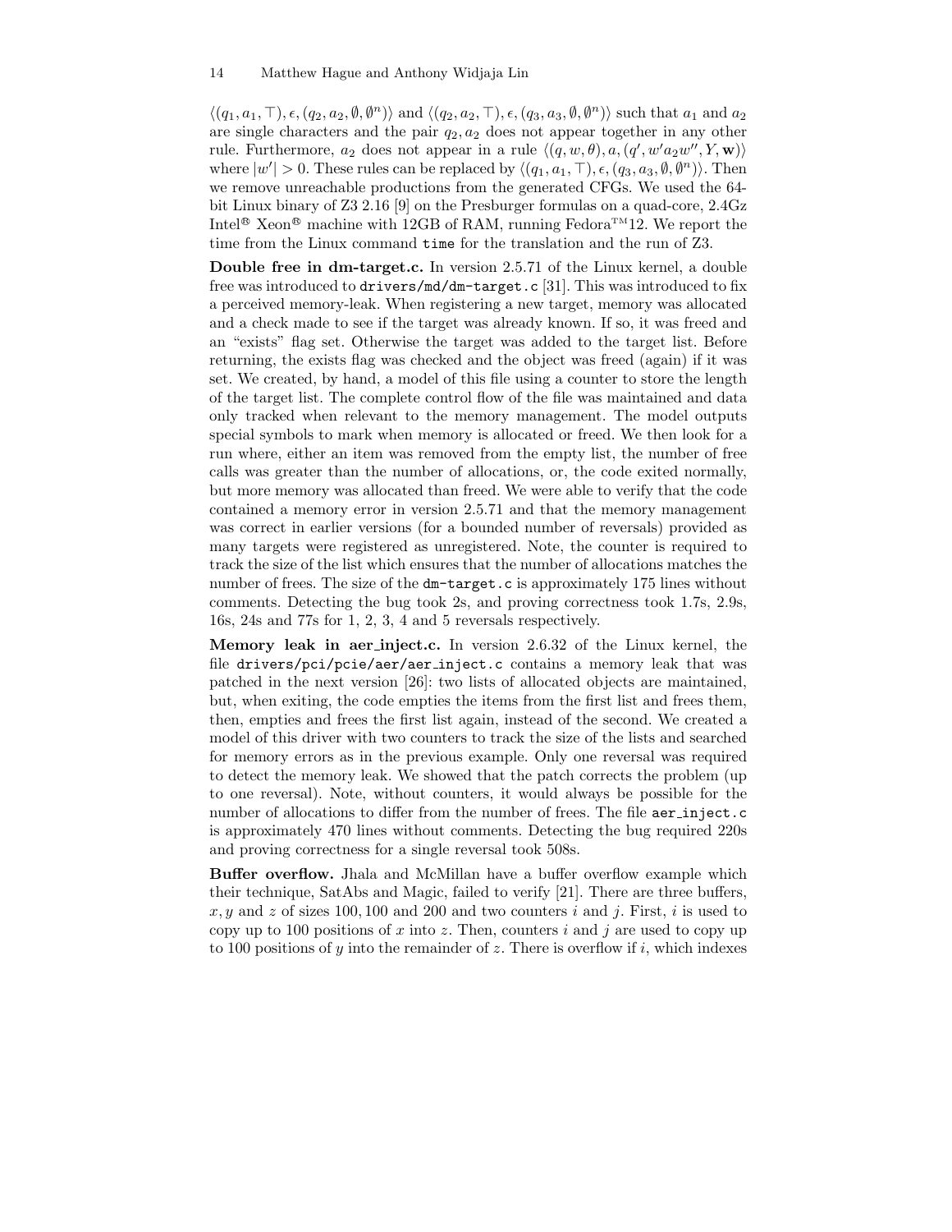$\langle(q_1, a_1, \top), \epsilon, (q_2, a_2, \emptyset, \emptyset^n)\rangle$ and $\langle(q_2, a_2, \top), \epsilon, (q_3, a_3, \emptyset, \emptyset^n)\rangle$ such that $a_1$ and $a_2$ are single characters and the pair $q_2, a_2$ does not appear together in any other rule. Furthermore, $a_2$ does not appear in a rule $\langle(q, w, \theta), a, (q', w'a_2w'', Y, \mathbf{w})\rangle$ where $|w'| > 0$. These rules can be replaced by $\langle(q_1, a_1, \top), \epsilon, (q_3, a_3, \emptyset, \emptyset^n)\rangle$. Then we remove unreachable productions from the generated CFGs. We used the 64-bit Linux binary of Z3 2.16 [9] on the Presburger formulas on a quad-core, 2.4Gz Intel® Xeon® machine with 12GB of RAM, running Fedora™12. We report the time from the Linux command `time` for the translation and the run of Z3.

**Double free in dm-target.c.** In version 2.5.71 of the Linux kernel, a double free was introduced to `drivers/md/dm-target.c` [31]. This was introduced to fix a perceived memory-leak. When registering a new target, memory was allocated and a check made to see if the target was already known. If so, it was freed and an "exists" flag set. Otherwise the target was added to the target list. Before returning, the exists flag was checked and the object was freed (again) if it was set. We created, by hand, a model of this file using a counter to store the length of the target list. The complete control flow of the file was maintained and data only tracked when relevant to the memory management. The model outputs special symbols to mark when memory is allocated or freed. We then look for a run where, either an item was removed from the empty list, the number of free calls was greater than the number of allocations, or, the code exited normally, but more memory was allocated than freed. We were able to verify that the code contained a memory error in version 2.5.71 and that the memory management was correct in earlier versions (for a bounded number of reversals) provided as many targets were registered as unregistered. Note, the counter is required to track the size of the list which ensures that the number of allocations matches the number of frees. The size of the `dm-target.c` is approximately 175 lines without comments. Detecting the bug took 2s, and proving correctness took 1.7s, 2.9s, 16s, 24s and 77s for 1, 2, 3, 4 and 5 reversals respectively.

**Memory leak in aer_inject.c.** In version 2.6.32 of the Linux kernel, the file `drivers/pci/pcie/aer/aer_inject.c` contains a memory leak that was patched in the next version [26]: two lists of allocated objects are maintained, but, when exiting, the code empties the items from the first list and frees them, then, empties and frees the first list again, instead of the second. We created a model of this driver with two counters to track the size of the lists and searched for memory errors as in the previous example. Only one reversal was required to detect the memory leak. We showed that the patch corrects the problem (up to one reversal). Note, without counters, it would always be possible for the number of allocations to differ from the number of frees. The file `aer_inject.c` is approximately 470 lines without comments. Detecting the bug required 220s and proving correctness for a single reversal took 508s.

**Buffer overflow.** Jhala and McMillan have a buffer overflow example which their technique, SatAbs and Magic, failed to verify [21]. There are three buffers, $x, y$ and $z$ of sizes $100, 100$ and $200$ and two counters $i$ and $j$. First, $i$ is used to copy up to 100 positions of $x$ into $z$. Then, counters $i$ and $j$ are used to copy up to 100 positions of $y$ into the remainder of $z$. There is overflow if $i$, which indexes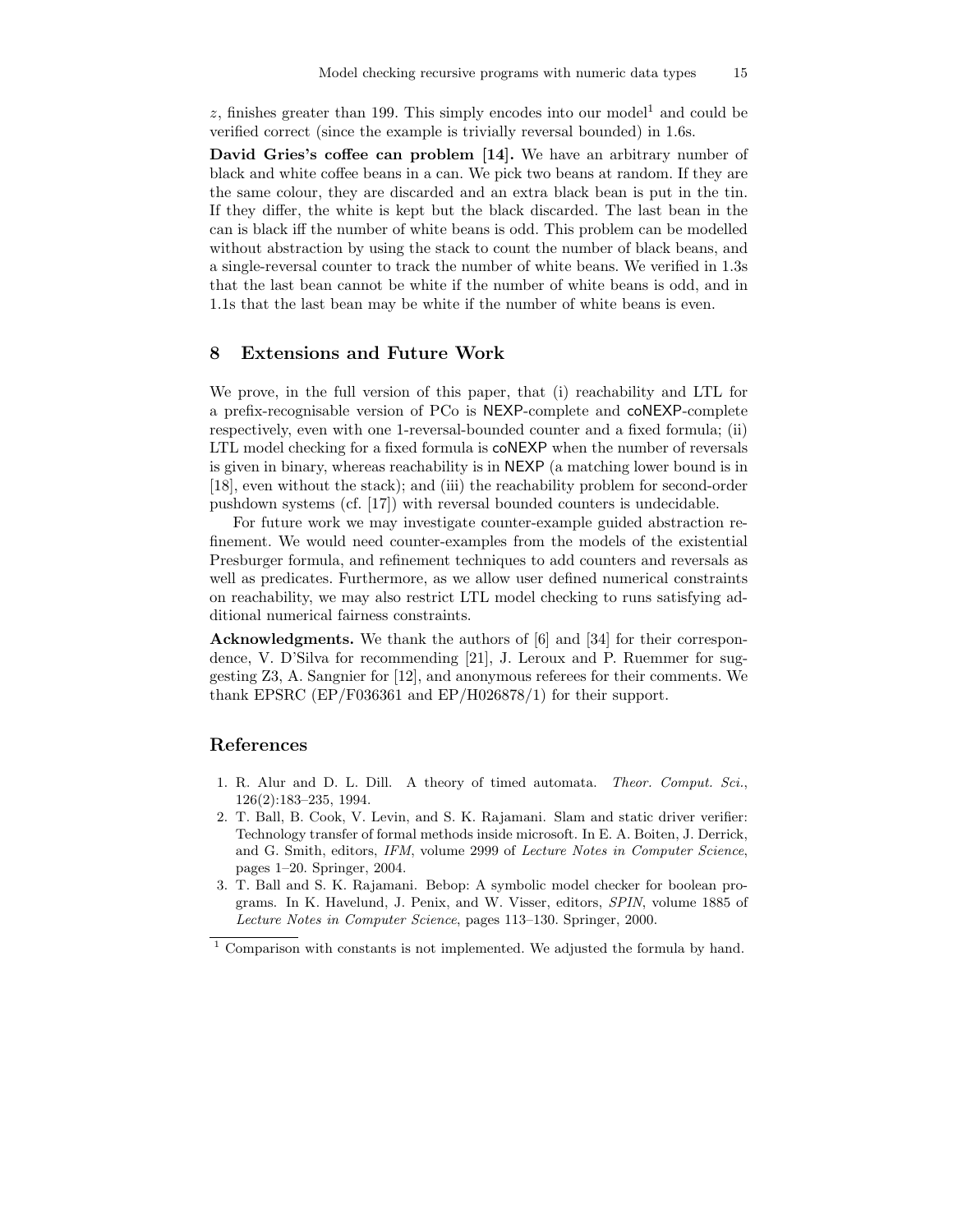$z$, finishes greater than 199. This simply encodes into our model[1] and could be verified correct (since the example is trivially reversal bounded) in 1.6s.

**David Gries's coffee can problem [14].** We have an arbitrary number of black and white coffee beans in a can. We pick two beans at random. If they are the same colour, they are discarded and an extra black bean is put in the tin. If they differ, the white is kept but the black discarded. The last bean in the can is black iff the number of white beans is odd. This problem can be modelled without abstraction by using the stack to count the number of black beans, and a single-reversal counter to track the number of white beans. We verified in 1.3s that the last bean cannot be white if the number of white beans is odd, and in 1.1s that the last bean may be white if the number of white beans is even.

## 8 Extensions and Future Work

We prove, in the full version of this paper, that (i) reachability and LTL for a prefix-recognisable version of PCo is NEXP-complete and coNEXP-complete respectively, even with one 1-reversal-bounded counter and a fixed formula; (ii) LTL model checking for a fixed formula is coNEXP when the number of reversals is given in binary, whereas reachability is in NEXP (a matching lower bound is in [18], even without the stack); and (iii) the reachability problem for second-order pushdown systems (cf. [17]) with reversal bounded counters is undecidable.

For future work we may investigate counter-example guided abstraction refinement. We would need counter-examples from the models of the existential Presburger formula, and refinement techniques to add counters and reversals as well as predicates. Furthermore, as we allow user defined numerical constraints on reachability, we may also restrict LTL model checking to runs satisfying additional numerical fairness constraints.

**Acknowledgments.** We thank the authors of [6] and [34] for their correspondence, V. D'Silva for recommending [21], J. Leroux and P. Ruemmer for suggesting Z3, A. Sangnier for [12], and anonymous referees for their comments. We thank EPSRC (EP/F036361 and EP/H026878/1) for their support.

## References

1. R. Alur and D. L. Dill. A theory of timed automata. *Theor. Comput. Sci.*, 126(2):183–235, 1994.
2. T. Ball, B. Cook, V. Levin, and S. K. Rajamani. Slam and static driver verifier: Technology transfer of formal methods inside microsoft. In E. A. Boiten, J. Derrick, and G. Smith, editors, *IFM*, volume 2999 of *Lecture Notes in Computer Science*, pages 1–20. Springer, 2004.
3. T. Ball and S. K. Rajamani. Bebop: A symbolic model checker for boolean programs. In K. Havelund, J. Penix, and W. Visser, editors, *SPIN*, volume 1885 of *Lecture Notes in Computer Science*, pages 113–130. Springer, 2000.

[1] Comparison with constants is not implemented. We adjusted the formula by hand.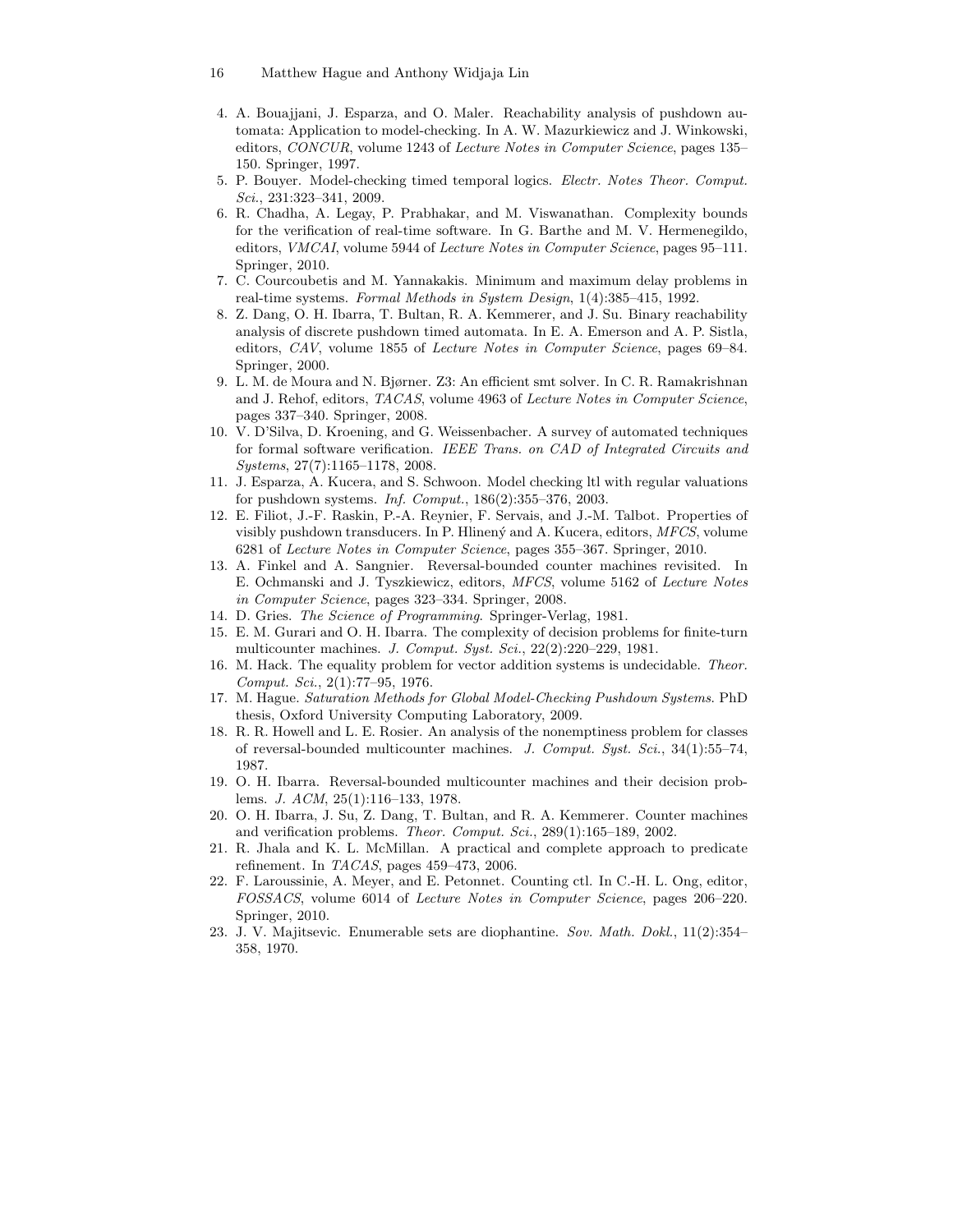4. A. Bouajjani, J. Esparza, and O. Maler. Reachability analysis of pushdown automata: Application to model-checking. In A. W. Mazurkiewicz and J. Winkowski, editors, *CONCUR*, volume 1243 of *Lecture Notes in Computer Science*, pages 135–150. Springer, 1997.
5. P. Bouyer. Model-checking timed temporal logics. *Electr. Notes Theor. Comput. Sci.*, 231:323–341, 2009.
6. R. Chadha, A. Legay, P. Prabhakar, and M. Viswanathan. Complexity bounds for the verification of real-time software. In G. Barthe and M. V. Hermenegildo, editors, *VMCAI*, volume 5944 of *Lecture Notes in Computer Science*, pages 95–111. Springer, 2010.
7. C. Courcoubetis and M. Yannakakis. Minimum and maximum delay problems in real-time systems. *Formal Methods in System Design*, 1(4):385–415, 1992.
8. Z. Dang, O. H. Ibarra, T. Bultan, R. A. Kemmerer, and J. Su. Binary reachability analysis of discrete pushdown timed automata. In E. A. Emerson and A. P. Sistla, editors, *CAV*, volume 1855 of *Lecture Notes in Computer Science*, pages 69–84. Springer, 2000.
9. L. M. de Moura and N. Bjørner. Z3: An efficient smt solver. In C. R. Ramakrishnan and J. Rehof, editors, *TACAS*, volume 4963 of *Lecture Notes in Computer Science*, pages 337–340. Springer, 2008.
10. V. D'Silva, D. Kroening, and G. Weissenbacher. A survey of automated techniques for formal software verification. *IEEE Trans. on CAD of Integrated Circuits and Systems*, 27(7):1165–1178, 2008.
11. J. Esparza, A. Kucera, and S. Schwoon. Model checking ltl with regular valuations for pushdown systems. *Inf. Comput.*, 186(2):355–376, 2003.
12. E. Filiot, J.-F. Raskin, P.-A. Reynier, F. Servais, and J.-M. Talbot. Properties of visibly pushdown transducers. In P. Hlinený and A. Kucera, editors, *MFCS*, volume 6281 of *Lecture Notes in Computer Science*, pages 355–367. Springer, 2010.
13. A. Finkel and A. Sangnier. Reversal-bounded counter machines revisited. In E. Ochmanski and J. Tyszkiewicz, editors, *MFCS*, volume 5162 of *Lecture Notes in Computer Science*, pages 323–334. Springer, 2008.
14. D. Gries. *The Science of Programming*. Springer-Verlag, 1981.
15. E. M. Gurari and O. H. Ibarra. The complexity of decision problems for finite-turn multicounter machines. *J. Comput. Syst. Sci.*, 22(2):220–229, 1981.
16. M. Hack. The equality problem for vector addition systems is undecidable. *Theor. Comput. Sci.*, 2(1):77–95, 1976.
17. M. Hague. *Saturation Methods for Global Model-Checking Pushdown Systems*. PhD thesis, Oxford University Computing Laboratory, 2009.
18. R. R. Howell and L. E. Rosier. An analysis of the nonemptiness problem for classes of reversal-bounded multicounter machines. *J. Comput. Syst. Sci.*, 34(1):55–74, 1987.
19. O. H. Ibarra. Reversal-bounded multicounter machines and their decision problems. *J. ACM*, 25(1):116–133, 1978.
20. O. H. Ibarra, J. Su, Z. Dang, T. Bultan, and R. A. Kemmerer. Counter machines and verification problems. *Theor. Comput. Sci.*, 289(1):165–189, 2002.
21. R. Jhala and K. L. McMillan. A practical and complete approach to predicate refinement. In *TACAS*, pages 459–473, 2006.
22. F. Laroussinie, A. Meyer, and E. Petonnet. Counting ctl. In C.-H. L. Ong, editor, *FOSSACS*, volume 6014 of *Lecture Notes in Computer Science*, pages 206–220. Springer, 2010.
23. J. V. Majitsevic. Enumerable sets are diophantine. *Sov. Math. Dokl.*, 11(2):354–358, 1970.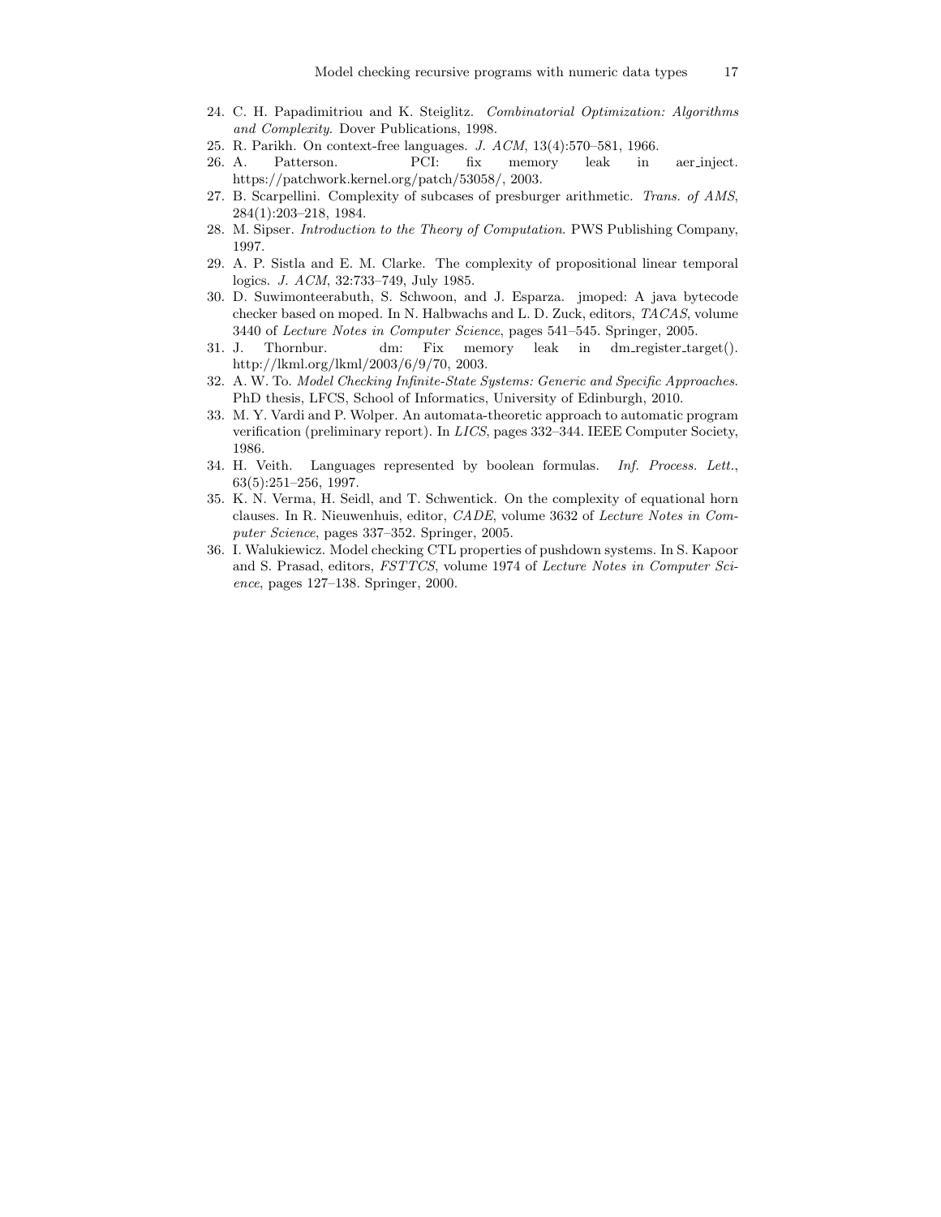24. C. H. Papadimitriou and K. Steiglitz. *Combinatorial Optimization: Algorithms and Complexity*. Dover Publications, 1998.
25. R. Parikh. On context-free languages. *J. ACM*, 13(4):570–581, 1966.
26. A. Patterson. PCI: fix memory leak in aer_inject. https://patchwork.kernel.org/patch/53058/, 2003.
27. B. Scarpellini. Complexity of subcases of presburger arithmetic. *Trans. of AMS*, 284(1):203–218, 1984.
28. M. Sipser. *Introduction to the Theory of Computation*. PWS Publishing Company, 1997.
29. A. P. Sistla and E. M. Clarke. The complexity of propositional linear temporal logics. *J. ACM*, 32:733–749, July 1985.
30. D. Suwimonteerabuth, S. Schwoon, and J. Esparza. jmoped: A java bytecode checker based on moped. In N. Halbwachs and L. D. Zuck, editors, *TACAS*, volume 3440 of *Lecture Notes in Computer Science*, pages 541–545. Springer, 2005.
31. J. Thornbur. dm: Fix memory leak in dm_register_target(). http://lkml.org/lkml/2003/6/9/70, 2003.
32. A. W. To. *Model Checking Infinite-State Systems: Generic and Specific Approaches*. PhD thesis, LFCS, School of Informatics, University of Edinburgh, 2010.
33. M. Y. Vardi and P. Wolper. An automata-theoretic approach to automatic program verification (preliminary report). In *LICS*, pages 332–344. IEEE Computer Society, 1986.
34. H. Veith. Languages represented by boolean formulas. *Inf. Process. Lett.*, 63(5):251–256, 1997.
35. K. N. Verma, H. Seidl, and T. Schwentick. On the complexity of equational horn clauses. In R. Nieuwenhuis, editor, *CADE*, volume 3632 of *Lecture Notes in Computer Science*, pages 337–352. Springer, 2005.
36. I. Walukiewicz. Model checking CTL properties of pushdown systems. In S. Kapoor and S. Prasad, editors, *FSTTCS*, volume 1974 of *Lecture Notes in Computer Science*, pages 127–138. Springer, 2000.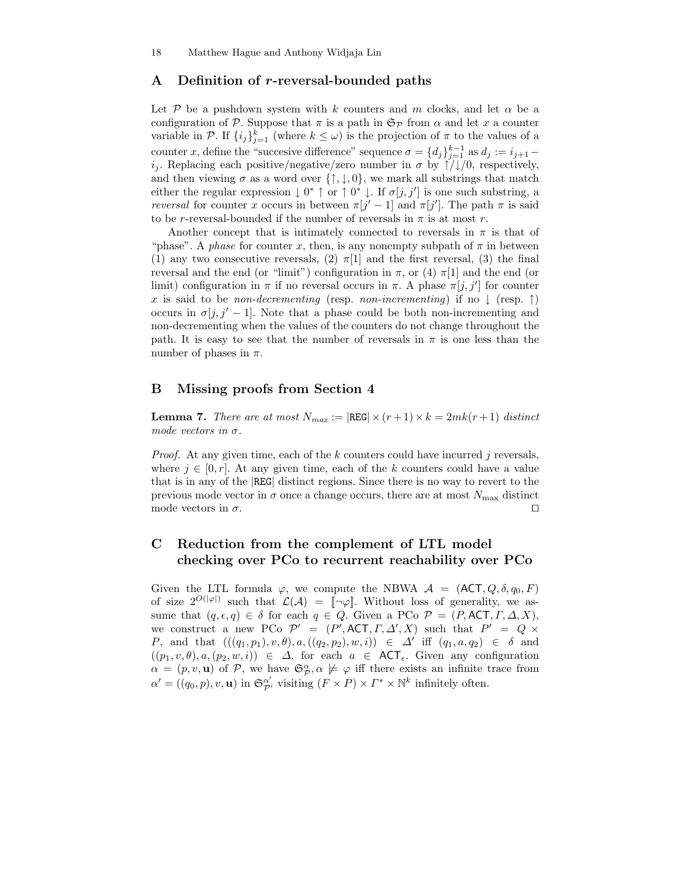## A Definition of $r$-reversal-bounded paths

Let $\mathcal{P}$ be a pushdown system with $k$ counters and $m$ clocks, and let $\alpha$ be a configuration of $\mathcal{P}$. Suppose that $\pi$ is a path in $\mathfrak{S}_{\mathcal{P}}$ from $\alpha$ and let $x$ a counter variable in $\mathcal{P}$. If $\{i_j\}_{j=1}^{k}$ (where $k \leq \omega$) is the projection of $\pi$ to the values of a counter $x$, define the "succesive difference" sequence $\sigma = \{d_j\}_{j=1}^{k-1}$ as $d_j := i_{j+1} - i_j$. Replacing each positive/negative/zero number in $\sigma$ by $\uparrow/\downarrow/0$, respectively, and then viewing $\sigma$ as a word over $\{\uparrow, \downarrow, 0\}$, we mark all substrings that match either the regular expression $\downarrow 0^* \uparrow$ or $\uparrow 0^* \downarrow$. If $\sigma[j, j']$ is one such substring, a *reversal* for counter $x$ occurs in between $\pi[j'-1]$ and $\pi[j']$. The path $\pi$ is said to be $r$-reversal-bounded if the number of reversals in $\pi$ is at most $r$.

Another concept that is intimately connected to reversals in $\pi$ is that of "phase". A *phase* for counter $x$, then, is any nonempty subpath of $\pi$ in between (1) any two consecutive reversals, (2) $\pi[1]$ and the first reversal, (3) the final reversal and the end (or "limit") configuration in $\pi$, or (4) $\pi[1]$ and the end (or limit) configuration in $\pi$ if no reversal occurs in $\pi$. A phase $\pi[j, j']$ for counter $x$ is said to be *non-decrementing* (resp. *non-incrementing*) if no $\downarrow$ (resp. $\uparrow$) occurs in $\sigma[j, j'-1]$. Note that a phase could be both non-incrementing and non-decrementing when the values of the counters do not change throughout the path. It is easy to see that the number of reversals in $\pi$ is one less than the number of phases in $\pi$.

## B Missing proofs from Section 4

**Lemma 7.** *There are at most $N_{max} := |\mathtt{REG}| \times (r+1) \times k = 2mk(r+1)$ distinct mode vectors in $\sigma$.*

*Proof.* At any given time, each of the $k$ counters could have incurred $j$ reversals, where $j \in [0, r]$. At any given time, each of the $k$ counters could have a value that is in any of the $|\mathtt{REG}|$ distinct regions. Since there is no way to revert to the previous mode vector in $\sigma$ once a change occurs, there are at most $N_{\max}$ distinct mode vectors in $\sigma$. ◻

## C Reduction from the complement of LTL model checking over PCo to recurrent reachability over PCo

Given the LTL formula $\varphi$, we compute the NBWA $\mathcal{A} = (\mathsf{ACT}, Q, \delta, q_0, F)$ of size $2^{O(|\varphi|)}$ such that $\mathcal{L}(\mathcal{A}) = [\![\neg\varphi]\!]$. Without loss of generality, we assume that $(q, \epsilon, q) \in \delta$ for each $q \in Q$. Given a PCo $\mathcal{P} = (P, \mathsf{ACT}, \Gamma, \Delta, X)$, we construct a new PCo $\mathcal{P}' = (P', \mathsf{ACT}, \Gamma, \Delta', X)$ such that $P' = Q \times P$, and that $(((q_1, p_1), v, \theta), a, ((q_2, p_2), w, i)) \in \Delta'$ iff $(q_1, a, q_2) \in \delta$ and $((p_1, v, \theta), a, (p_2, w, i)) \in \Delta$, for each $a \in \mathsf{ACT}_\epsilon$. Given any configuration $\alpha = (p, v, \mathbf{u})$ of $\mathcal{P}$, we have $\mathfrak{S}_{\mathcal{P}}^{\alpha}, \alpha \not\models \varphi$ iff there exists an infinite trace from $\alpha' = ((q_0, p), v, \mathbf{u})$ in $\mathfrak{S}_{\mathcal{P}'}^{\alpha'}$ visiting $(F \times P) \times \Gamma^* \times \mathbb{N}^k$ infinitely often.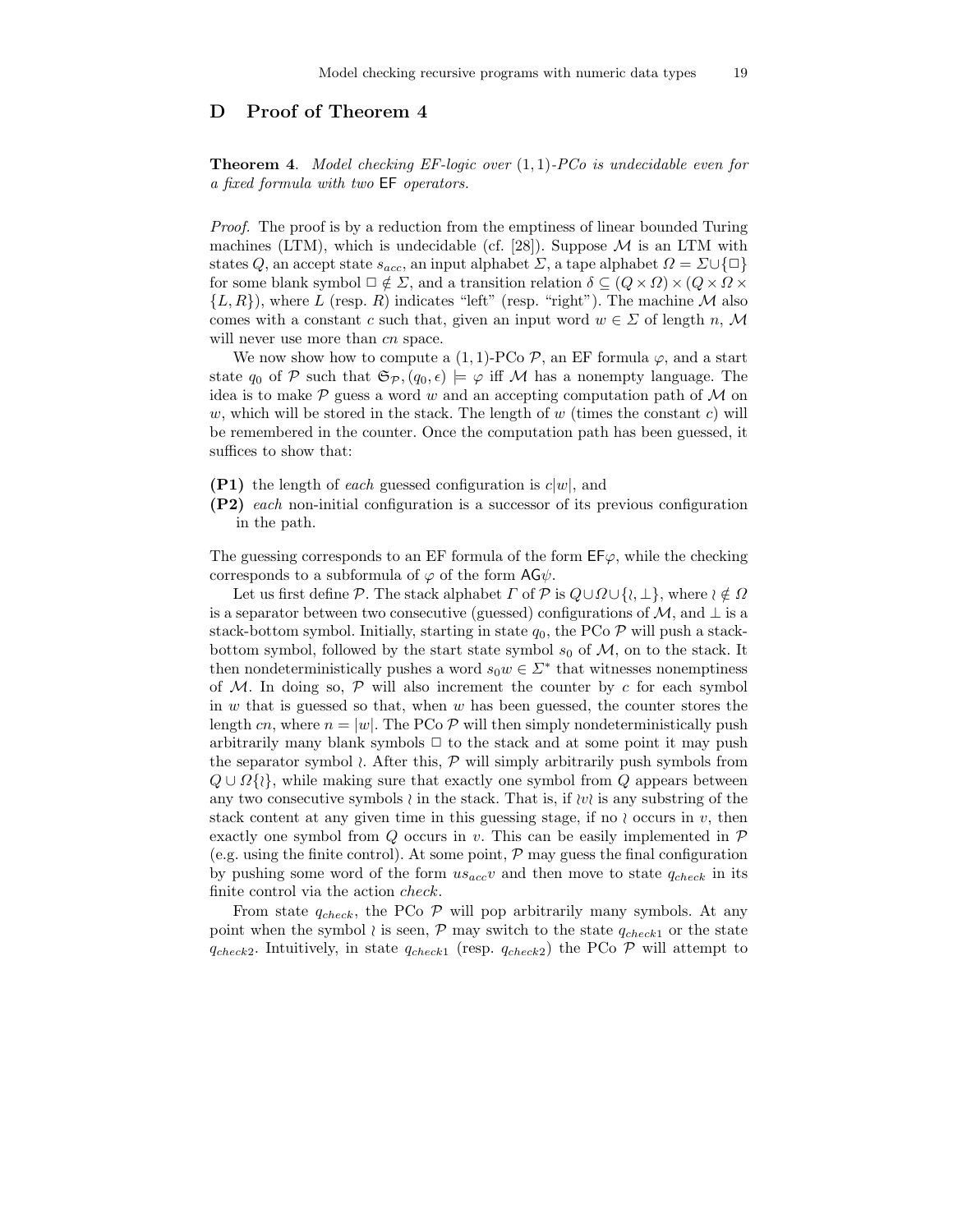# D Proof of Theorem 4

**Theorem 4**. *Model checking EF-logic over $(1,1)$-PCo is undecidable even for a fixed formula with two* EF *operators.*

*Proof.* The proof is by a reduction from the emptiness of linear bounded Turing machines (LTM), which is undecidable (cf. [28]). Suppose $\mathcal{M}$ is an LTM with states $Q$, an accept state $s_{acc}$, an input alphabet $\Sigma$, a tape alphabet $\Omega = \Sigma \cup \{\Box\}$ for some blank symbol $\Box \notin \Sigma$, and a transition relation $\delta \subseteq (Q \times \Omega) \times (Q \times \Omega \times \{L, R\})$, where $L$ (resp. $R$) indicates "left" (resp. "right"). The machine $\mathcal{M}$ also comes with a constant $c$ such that, given an input word $w \in \Sigma$ of length $n$, $\mathcal{M}$ will never use more than $cn$ space.

We now show how to compute a $(1,1)$-PCo $\mathcal{P}$, an EF formula $\varphi$, and a start state $q_0$ of $\mathcal{P}$ such that $\mathfrak{S}_{\mathcal{P}}, (q_0, \epsilon) \models \varphi$ iff $\mathcal{M}$ has a nonempty language. The idea is to make $\mathcal{P}$ guess a word $w$ and an accepting computation path of $\mathcal{M}$ on $w$, which will be stored in the stack. The length of $w$ (times the constant $c$) will be remembered in the counter. Once the computation path has been guessed, it suffices to show that:

- **(P1)** the length of *each* guessed configuration is $c|w|$, and
- **(P2)** *each* non-initial configuration is a successor of its previous configuration in the path.

The guessing corresponds to an EF formula of the form $\mathsf{EF}\varphi$, while the checking corresponds to a subformula of $\varphi$ of the form $\mathsf{AG}\psi$.

Let us first define $\mathcal{P}$. The stack alphabet $\Gamma$ of $\mathcal{P}$ is $Q \cup \Omega \cup \{\wr, \bot\}$, where $\wr \notin \Omega$ is a separator between two consecutive (guessed) configurations of $\mathcal{M}$, and $\bot$ is a stack-bottom symbol. Initially, starting in state $q_0$, the PCo $\mathcal{P}$ will push a stack-bottom symbol, followed by the start state symbol $s_0$ of $\mathcal{M}$, on to the stack. It then nondeterministically pushes a word $s_0 w \in \Sigma^*$ that witnesses nonemptiness of $\mathcal{M}$. In doing so, $\mathcal{P}$ will also increment the counter by $c$ for each symbol in $w$ that is guessed so that, when $w$ has been guessed, the counter stores the length $cn$, where $n = |w|$. The PCo $\mathcal{P}$ will then simply nondeterministically push arbitrarily many blank symbols $\Box$ to the stack and at some point it may push the separator symbol $\wr$. After this, $\mathcal{P}$ will simply arbitrarily push symbols from $Q \cup \Omega\{\wr\}$, while making sure that exactly one symbol from $Q$ appears between any two consecutive symbols $\wr$ in the stack. That is, if $\wr v \wr$ is any substring of the stack content at any given time in this guessing stage, if no $\wr$ occurs in $v$, then exactly one symbol from $Q$ occurs in $v$. This can be easily implemented in $\mathcal{P}$ (e.g. using the finite control). At some point, $\mathcal{P}$ may guess the final configuration by pushing some word of the form $us_{acc}v$ and then move to state $q_{check}$ in its finite control via the action *check*.

From state $q_{check}$, the PCo $\mathcal{P}$ will pop arbitrarily many symbols. At any point when the symbol $\wr$ is seen, $\mathcal{P}$ may switch to the state $q_{check1}$ or the state $q_{check2}$. Intuitively, in state $q_{check1}$ (resp. $q_{check2}$) the PCo $\mathcal{P}$ will attempt to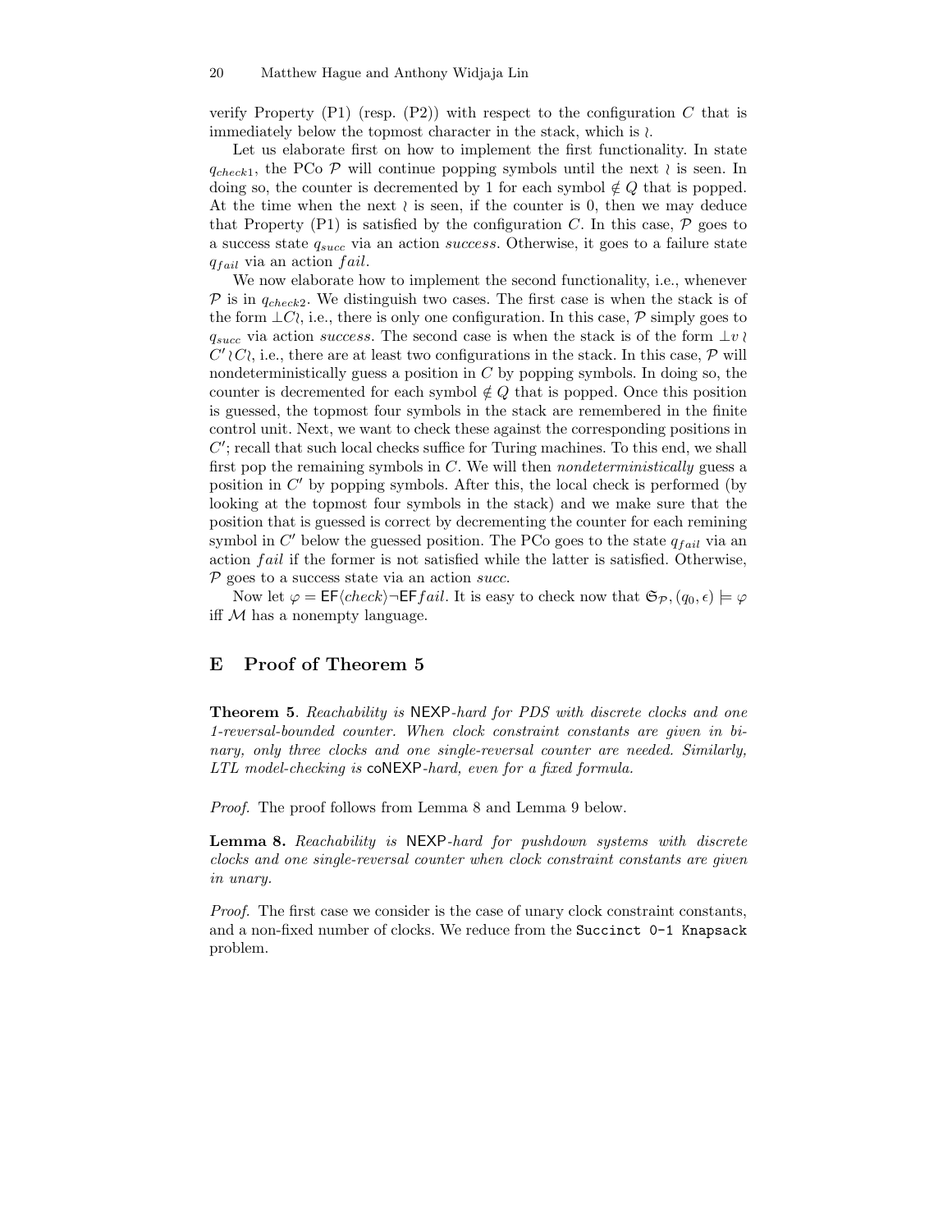verify Property (P1) (resp. (P2)) with respect to the configuration $C$ that is immediately below the topmost character in the stack, which is $\wr$.

Let us elaborate first on how to implement the first functionality. In state $q_{check1}$, the PCo $\mathcal{P}$ will continue popping symbols until the next $\wr$ is seen. In doing so, the counter is decremented by 1 for each symbol $\notin Q$ that is popped. At the time when the next $\wr$ is seen, if the counter is 0, then we may deduce that Property (P1) is satisfied by the configuration $C$. In this case, $\mathcal{P}$ goes to a success state $q_{succ}$ via an action *success*. Otherwise, it goes to a failure state $q_{fail}$ via an action *fail*.

We now elaborate how to implement the second functionality, i.e., whenever $\mathcal{P}$ is in $q_{check2}$. We distinguish two cases. The first case is when the stack is of the form $\bot C \wr$, i.e., there is only one configuration. In this case, $\mathcal{P}$ simply goes to $q_{succ}$ via action *success*. The second case is when the stack is of the form $\bot v \wr C' \wr C \wr$, i.e., there are at least two configurations in the stack. In this case, $\mathcal{P}$ will nondeterministically guess a position in $C$ by popping symbols. In doing so, the counter is decremented for each symbol $\notin Q$ that is popped. Once this position is guessed, the topmost four symbols in the stack are remembered in the finite control unit. Next, we want to check these against the corresponding positions in $C'$; recall that such local checks suffice for Turing machines. To this end, we shall first pop the remaining symbols in $C$. We will then *nondeterministically* guess a position in $C'$ by popping symbols. After this, the local check is performed (by looking at the topmost four symbols in the stack) and we make sure that the position that is guessed is correct by decrementing the counter for each remining symbol in $C'$ below the guessed position. The PCo goes to the state $q_{fail}$ via an action *fail* if the former is not satisfied while the latter is satisfied. Otherwise, $\mathcal{P}$ goes to a success state via an action *succ*.

Now let $\varphi = \mathsf{EF}\langle check\rangle\neg\mathsf{EF}fail$. It is easy to check now that $\mathfrak{S}_{\mathcal{P}}, (q_0, \epsilon) \models \varphi$ iff $\mathcal{M}$ has a nonempty language.

## E Proof of Theorem 5

**Theorem 5**. *Reachability is* NEXP*-hard for PDS with discrete clocks and one 1-reversal-bounded counter. When clock constraint constants are given in binary, only three clocks and one single-reversal counter are needed. Similarly, LTL model-checking is* coNEXP*-hard, even for a fixed formula.*

*Proof.* The proof follows from Lemma 8 and Lemma 9 below.

**Lemma 8.** *Reachability is* NEXP*-hard for pushdown systems with discrete clocks and one single-reversal counter when clock constraint constants are given in unary.*

*Proof.* The first case we consider is the case of unary clock constraint constants, and a non-fixed number of clocks. We reduce from the `Succinct 0-1 Knapsack` problem.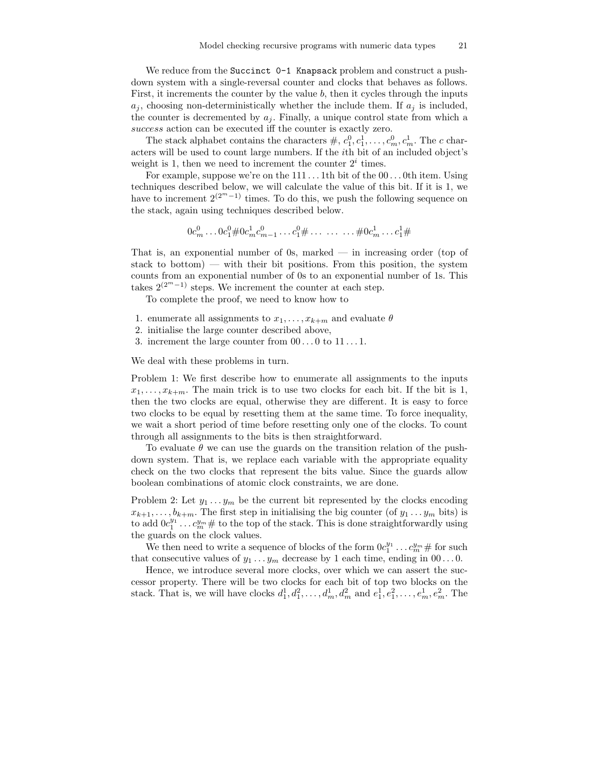We reduce from the Succinct 0-1 Knapsack problem and construct a pushdown system with a single-reversal counter and clocks that behaves as follows. First, it increments the counter by the value $b$, then it cycles through the inputs $a_j$, choosing non-deterministically whether the include them. If $a_j$ is included, the counter is decremented by $a_j$. Finally, a unique control state from which a *success* action can be executed iff the counter is exactly zero.

The stack alphabet contains the characters $\#$, $c_1^0, c_1^1, \ldots, c_m^0, c_m^1$. The $c$ characters will be used to count large numbers. If the $i$th bit of an included object's weight is 1, then we need to increment the counter $2^i$ times.

For example, suppose we're on the $111 \ldots 1$th bit of the $00 \ldots 0$th item. Using techniques described below, we will calculate the value of this bit. If it is 1, we have to increment $2^{(2^m-1)}$ times. To do this, we push the following sequence on the stack, again using techniques described below.

$$0c_m^0 \ldots 0c_1^0 \# 0c_m^1 c_{m-1}^0 \ldots c_1^0 \# \ldots \; \ldots \; \ldots \# 0c_m^1 \ldots c_1^1 \#$$

That is, an exponential number of 0s, marked — in increasing order (top of stack to bottom) — with their bit positions. From this position, the system counts from an exponential number of 0s to an exponential number of 1s. This takes $2^{(2^m-1)}$ steps. We increment the counter at each step.

To complete the proof, we need to know how to

1. enumerate all assignments to $x_1, \ldots, x_{k+m}$ and evaluate $\theta$
2. initialise the large counter described above,
3. increment the large counter from $00 \ldots 0$ to $11 \ldots 1$.

We deal with these problems in turn.

Problem 1: We first describe how to enumerate all assignments to the inputs $x_1, \ldots, x_{k+m}$. The main trick is to use two clocks for each bit. If the bit is 1, then the two clocks are equal, otherwise they are different. It is easy to force two clocks to be equal by resetting them at the same time. To force inequality, we wait a short period of time before resetting only one of the clocks. To count through all assignments to the bits is then straightforward.

To evaluate $\theta$ we can use the guards on the transition relation of the pushdown system. That is, we replace each variable with the appropriate equality check on the two clocks that represent the bits value. Since the guards allow boolean combinations of atomic clock constraints, we are done.

Problem 2: Let $y_1 \ldots y_m$ be the current bit represented by the clocks encoding $x_{k+1}, \ldots, b_{k+m}$. The first step in initialising the big counter (of $y_1 \ldots y_m$ bits) is to add $0c_1^{y_1} \ldots c_m^{y_m} \#$ to the top of the stack. This is done straightforwardly using the guards on the clock values.

We then need to write a sequence of blocks of the form $0c_1^{y_1} \ldots c_m^{y_m} \#$ for such that consecutive values of $y_1 \ldots y_m$ decrease by 1 each time, ending in $00 \ldots 0$.

Hence, we introduce several more clocks, over which we can assert the successor property. There will be two clocks for each bit of top two blocks on the stack. That is, we will have clocks $d_1^1, d_1^2, \ldots, d_m^1, d_m^2$ and $e_1^1, e_1^2, \ldots, e_m^1, e_m^2$. The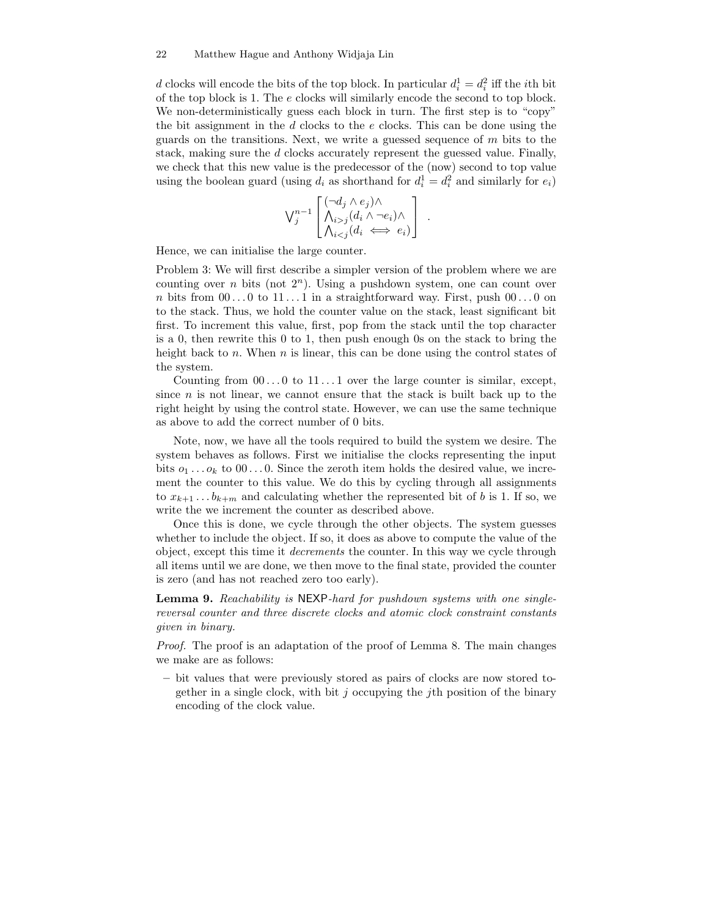$d$ clocks will encode the bits of the top block. In particular $d_i^1 = d_i^2$ iff the $i$th bit of the top block is 1. The $e$ clocks will similarly encode the second to top block. We non-deterministically guess each block in turn. The first step is to "copy" the bit assignment in the $d$ clocks to the $e$ clocks. This can be done using the guards on the transitions. Next, we write a guessed sequence of $m$ bits to the stack, making sure the $d$ clocks accurately represent the guessed value. Finally, we check that this new value is the predecessor of the (now) second to top value using the boolean guard (using $d_i$ as shorthand for $d_i^1 = d_i^2$ and similarly for $e_i$)

$$\bigvee_j^{n-1} \begin{bmatrix} (\neg d_j \wedge e_j) \wedge \\ \bigwedge_{i>j} (d_i \wedge \neg e_i) \wedge \\ \bigwedge_{i<j} (d_i \iff e_i) \end{bmatrix} .$$

Hence, we can initialise the large counter.

Problem 3: We will first describe a simpler version of the problem where we are counting over $n$ bits (not $2^n$). Using a pushdown system, one can count over $n$ bits from $00\ldots0$ to $11\ldots1$ in a straightforward way. First, push $00\ldots0$ on to the stack. Thus, we hold the counter value on the stack, least significant bit first. To increment this value, first, pop from the stack until the top character is a 0, then rewrite this 0 to 1, then push enough 0s on the stack to bring the height back to $n$. When $n$ is linear, this can be done using the control states of the system.

Counting from $00\ldots0$ to $11\ldots1$ over the large counter is similar, except, since $n$ is not linear, we cannot ensure that the stack is built back up to the right height by using the control state. However, we can use the same technique as above to add the correct number of 0 bits.

Note, now, we have all the tools required to build the system we desire. The system behaves as follows. First we initialise the clocks representing the input bits $o_1 \ldots o_k$ to $00\ldots0$. Since the zeroth item holds the desired value, we increment the counter to this value. We do this by cycling through all assignments to $x_{k+1} \ldots b_{k+m}$ and calculating whether the represented bit of $b$ is 1. If so, we write the we increment the counter as described above.

Once this is done, we cycle through the other objects. The system guesses whether to include the object. If so, it does as above to compute the value of the object, except this time it *decrements* the counter. In this way we cycle through all items until we are done, we then move to the final state, provided the counter is zero (and has not reached zero too early).

**Lemma 9.** *Reachability is* NEXP*-hard for pushdown systems with one single-reversal counter and three discrete clocks and atomic clock constraint constants given in binary.*

*Proof.* The proof is an adaptation of the proof of Lemma 8. The main changes we make are as follows:

– bit values that were previously stored as pairs of clocks are now stored together in a single clock, with bit $j$ occupying the $j$th position of the binary encoding of the clock value.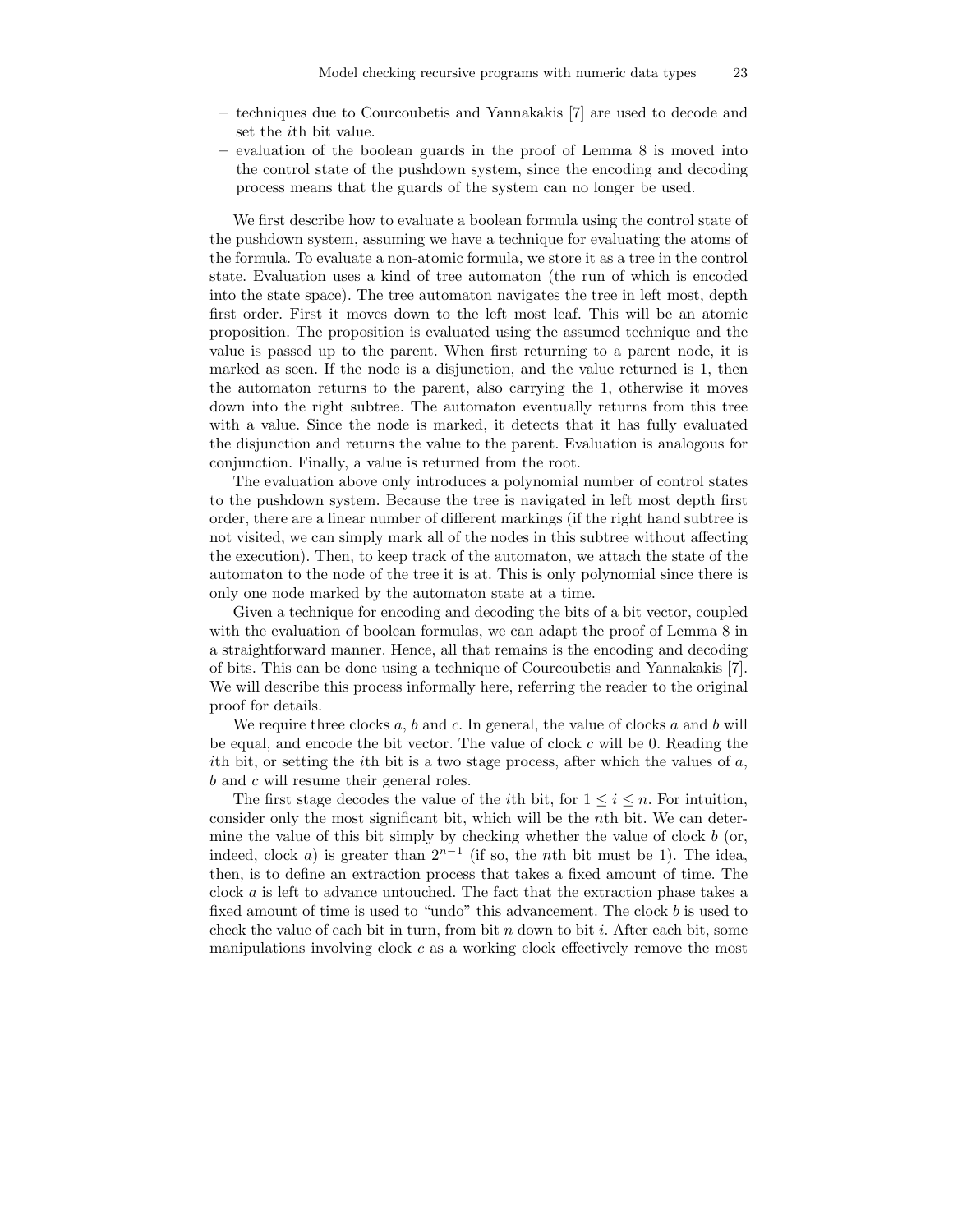- techniques due to Courcoubetis and Yannakakis [7] are used to decode and set the $i$th bit value.
- evaluation of the boolean guards in the proof of Lemma 8 is moved into the control state of the pushdown system, since the encoding and decoding process means that the guards of the system can no longer be used.

We first describe how to evaluate a boolean formula using the control state of the pushdown system, assuming we have a technique for evaluating the atoms of the formula. To evaluate a non-atomic formula, we store it as a tree in the control state. Evaluation uses a kind of tree automaton (the run of which is encoded into the state space). The tree automaton navigates the tree in left most, depth first order. First it moves down to the left most leaf. This will be an atomic proposition. The proposition is evaluated using the assumed technique and the value is passed up to the parent. When first returning to a parent node, it is marked as seen. If the node is a disjunction, and the value returned is 1, then the automaton returns to the parent, also carrying the 1, otherwise it moves down into the right subtree. The automaton eventually returns from this tree with a value. Since the node is marked, it detects that it has fully evaluated the disjunction and returns the value to the parent. Evaluation is analogous for conjunction. Finally, a value is returned from the root.

The evaluation above only introduces a polynomial number of control states to the pushdown system. Because the tree is navigated in left most depth first order, there are a linear number of different markings (if the right hand subtree is not visited, we can simply mark all of the nodes in this subtree without affecting the execution). Then, to keep track of the automaton, we attach the state of the automaton to the node of the tree it is at. This is only polynomial since there is only one node marked by the automaton state at a time.

Given a technique for encoding and decoding the bits of a bit vector, coupled with the evaluation of boolean formulas, we can adapt the proof of Lemma 8 in a straightforward manner. Hence, all that remains is the encoding and decoding of bits. This can be done using a technique of Courcoubetis and Yannakakis [7]. We will describe this process informally here, referring the reader to the original proof for details.

We require three clocks $a$, $b$ and $c$. In general, the value of clocks $a$ and $b$ will be equal, and encode the bit vector. The value of clock $c$ will be 0. Reading the $i$th bit, or setting the $i$th bit is a two stage process, after which the values of $a$, $b$ and $c$ will resume their general roles.

The first stage decodes the value of the $i$th bit, for $1 \leq i \leq n$. For intuition, consider only the most significant bit, which will be the $n$th bit. We can determine the value of this bit simply by checking whether the value of clock $b$ (or, indeed, clock $a$) is greater than $2^{n-1}$ (if so, the $n$th bit must be 1). The idea, then, is to define an extraction process that takes a fixed amount of time. The clock $a$ is left to advance untouched. The fact that the extraction phase takes a fixed amount of time is used to "undo" this advancement. The clock $b$ is used to check the value of each bit in turn, from bit $n$ down to bit $i$. After each bit, some manipulations involving clock $c$ as a working clock effectively remove the most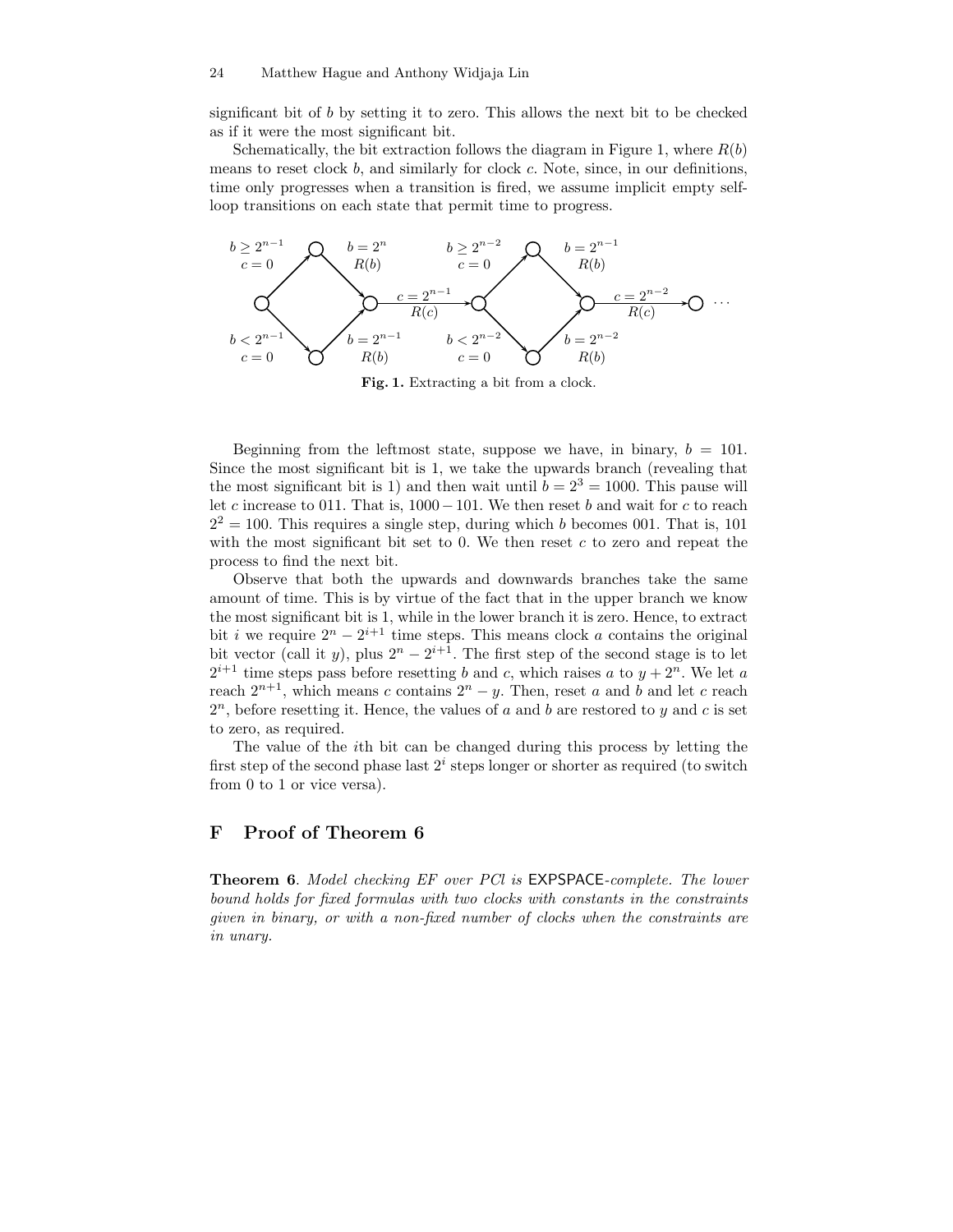significant bit of $b$ by setting it to zero. This allows the next bit to be checked as if it were the most significant bit.

Schematically, the bit extraction follows the diagram in Figure 1, where $R(b)$ means to reset clock $b$, and similarly for clock $c$. Note, since, in our definitions, time only progresses when a transition is fired, we assume implicit empty self-loop transitions on each state that permit time to progress.

**Fig. 1.** Extracting a bit from a clock.

Beginning from the leftmost state, suppose we have, in binary, $b = 101$. Since the most significant bit is 1, we take the upwards branch (revealing that the most significant bit is 1) and then wait until $b = 2^3 = 1000$. This pause will let $c$ increase to 011. That is, $1000 - 101$. We then reset $b$ and wait for $c$ to reach $2^2 = 100$. This requires a single step, during which $b$ becomes 001. That is, 101 with the most significant bit set to 0. We then reset $c$ to zero and repeat the process to find the next bit.

Observe that both the upwards and downwards branches take the same amount of time. This is by virtue of the fact that in the upper branch we know the most significant bit is 1, while in the lower branch it is zero. Hence, to extract bit $i$ we require $2^n - 2^{i+1}$ time steps. This means clock $a$ contains the original bit vector (call it $y$), plus $2^n - 2^{i+1}$. The first step of the second stage is to let $2^{i+1}$ time steps pass before resetting $b$ and $c$, which raises $a$ to $y + 2^n$. We let $a$ reach $2^{n+1}$, which means $c$ contains $2^n - y$. Then, reset $a$ and $b$ and let $c$ reach $2^n$, before resetting it. Hence, the values of $a$ and $b$ are restored to $y$ and $c$ is set to zero, as required.

The value of the $i$th bit can be changed during this process by letting the first step of the second phase last $2^i$ steps longer or shorter as required (to switch from 0 to 1 or vice versa).

## F Proof of Theorem 6

**Theorem 6**. *Model checking EF over PCl is* EXPSPACE*-complete. The lower bound holds for fixed formulas with two clocks with constants in the constraints given in binary, or with a non-fixed number of clocks when the constraints are in unary.*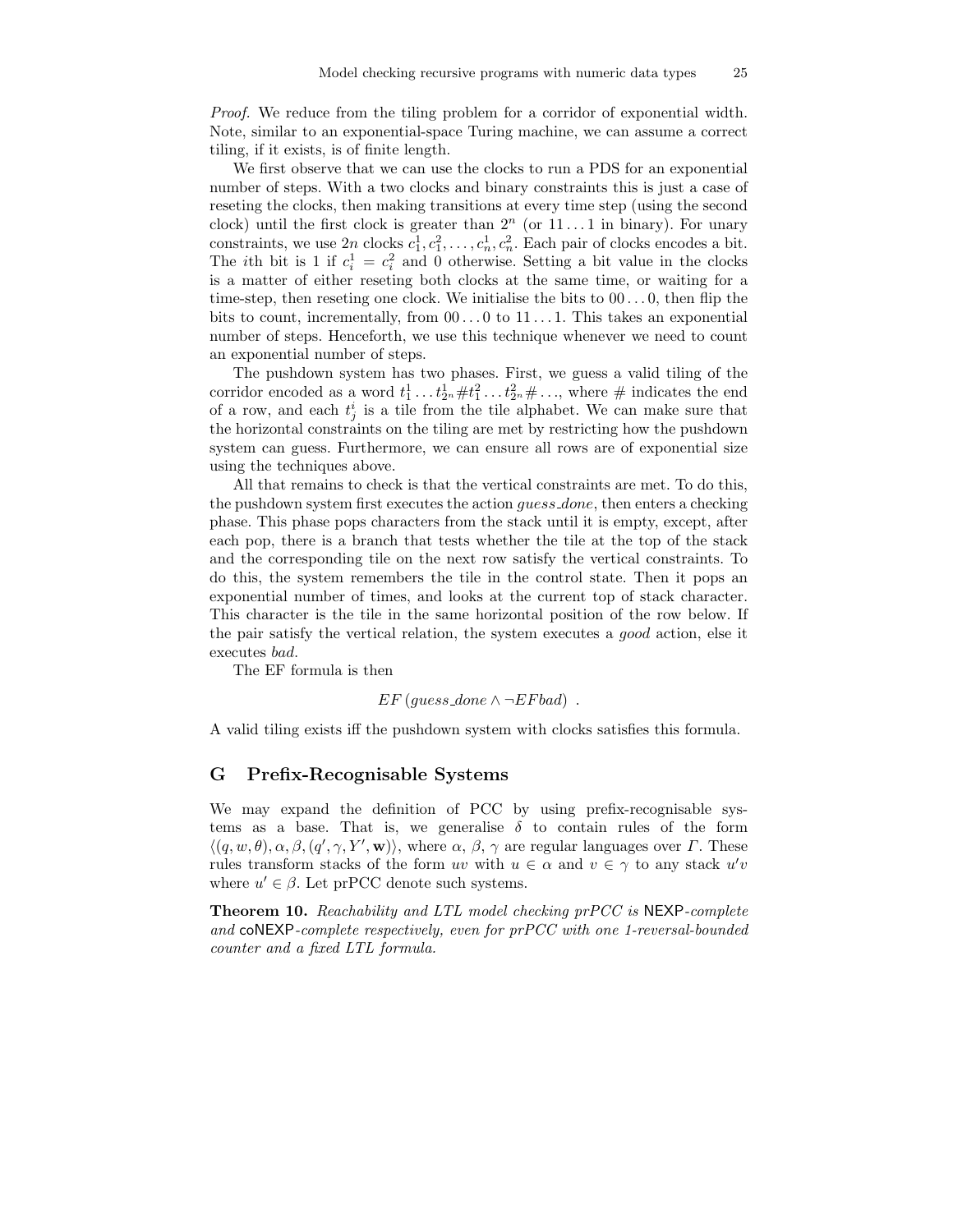*Proof.* We reduce from the tiling problem for a corridor of exponential width. Note, similar to an exponential-space Turing machine, we can assume a correct tiling, if it exists, is of finite length.

We first observe that we can use the clocks to run a PDS for an exponential number of steps. With a two clocks and binary constraints this is just a case of reseting the clocks, then making transitions at every time step (using the second clock) until the first clock is greater than $2^n$ (or $11\ldots1$ in binary). For unary constraints, we use $2n$ clocks $c_1^1, c_1^2, \ldots, c_n^1, c_n^2$. Each pair of clocks encodes a bit. The $i$th bit is 1 if $c_i^1 = c_i^2$ and 0 otherwise. Setting a bit value in the clocks is a matter of either reseting both clocks at the same time, or waiting for a time-step, then reseting one clock. We initialise the bits to $00\ldots0$, then flip the bits to count, incrementally, from $00\ldots0$ to $11\ldots1$. This takes an exponential number of steps. Henceforth, we use this technique whenever we need to count an exponential number of steps.

The pushdown system has two phases. First, we guess a valid tiling of the corridor encoded as a word $t_1^1 \ldots t_{2^n}^1 \# t_1^2 \ldots t_{2^n}^2 \# \ldots$, where # indicates the end of a row, and each $t_j^i$ is a tile from the tile alphabet. We can make sure that the horizontal constraints on the tiling are met by restricting how the pushdown system can guess. Furthermore, we can ensure all rows are of exponential size using the techniques above.

All that remains to check is that the vertical constraints are met. To do this, the pushdown system first executes the action *guess_done*, then enters a checking phase. This phase pops characters from the stack until it is empty, except, after each pop, there is a branch that tests whether the tile at the top of the stack and the corresponding tile on the next row satisfy the vertical constraints. To do this, the system remembers the tile in the control state. Then it pops an exponential number of times, and looks at the current top of stack character. This character is the tile in the same horizontal position of the row below. If the pair satisfy the vertical relation, the system executes a *good* action, else it executes *bad*.

The EF formula is then

$$EF\,(guess\_done \wedge \neg EF bad)\ .$$

A valid tiling exists iff the pushdown system with clocks satisfies this formula.

## G Prefix-Recognisable Systems

We may expand the definition of PCC by using prefix-recognisable systems as a base. That is, we generalise $\delta$ to contain rules of the form $\langle (q, w, \theta), \alpha, \beta, (q', \gamma, Y', \mathbf{w}) \rangle$, where $\alpha$, $\beta$, $\gamma$ are regular languages over $\Gamma$. These rules transform stacks of the form $uv$ with $u \in \alpha$ and $v \in \gamma$ to any stack $u'v$ where $u' \in \beta$. Let prPCC denote such systems.

**Theorem 10.** *Reachability and LTL model checking prPCC is* NEXP*-complete and* coNEXP*-complete respectively, even for prPCC with one 1-reversal-bounded counter and a fixed LTL formula.*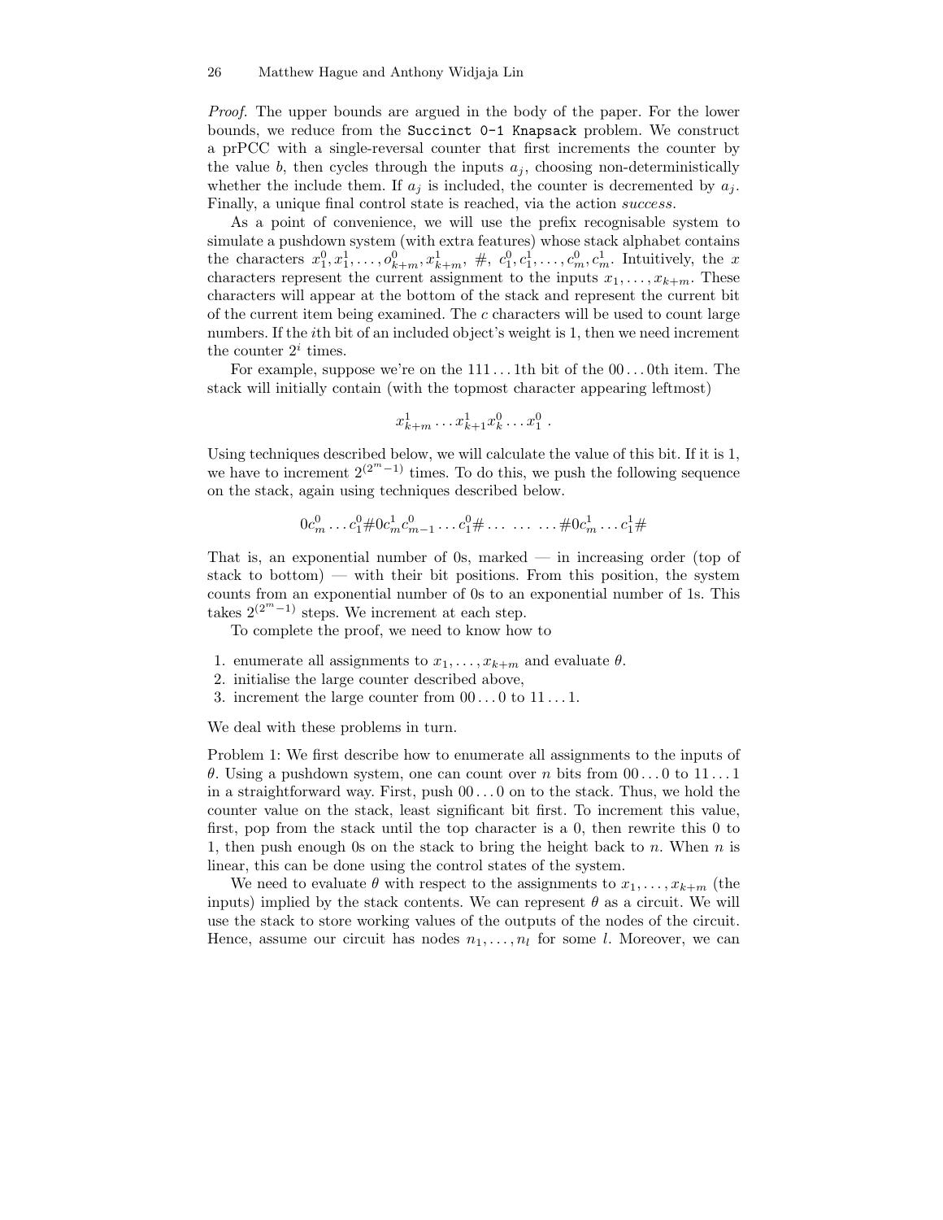*Proof.* The upper bounds are argued in the body of the paper. For the lower bounds, we reduce from the `Succinct 0-1 Knapsack` problem. We construct a prPCC with a single-reversal counter that first increments the counter by the value $b$, then cycles through the inputs $a_j$, choosing non-deterministically whether the include them. If $a_j$ is included, the counter is decremented by $a_j$. Finally, a unique final control state is reached, via the action *success*.

As a point of convenience, we will use the prefix recognisable system to simulate a pushdown system (with extra features) whose stack alphabet contains the characters $x_1^0, x_1^1, \ldots, o_{k+m}^0, x_{k+m}^1$, $\#$, $c_1^0, c_1^1, \ldots, c_m^0, c_m^1$. Intuitively, the $x$ characters represent the current assignment to the inputs $x_1, \ldots, x_{k+m}$. These characters will appear at the bottom of the stack and represent the current bit of the current item being examined. The $c$ characters will be used to count large numbers. If the $i$th bit of an included object's weight is 1, then we need increment the counter $2^i$ times.

For example, suppose we're on the $111\ldots1$th bit of the $00\ldots0$th item. The stack will initially contain (with the topmost character appearing leftmost)

$$x_{k+m}^1 \ldots x_{k+1}^1 x_k^0 \ldots x_1^0 \ .$$

Using techniques described below, we will calculate the value of this bit. If it is 1, we have to increment $2^{(2^m-1)}$ times. To do this, we push the following sequence on the stack, again using techniques described below.

$$0c_m^0 \ldots c_1^0 \# 0c_m^1 c_{m-1}^0 \ldots c_1^0 \# \ldots \ \ldots \ \ldots \# 0c_m^1 \ldots c_1^1 \#$$

That is, an exponential number of 0s, marked — in increasing order (top of stack to bottom) — with their bit positions. From this position, the system counts from an exponential number of 0s to an exponential number of 1s. This takes $2^{(2^m-1)}$ steps. We increment at each step.

To complete the proof, we need to know how to

1. enumerate all assignments to $x_1, \ldots, x_{k+m}$ and evaluate $\theta$.
2. initialise the large counter described above,
3. increment the large counter from $00\ldots0$ to $11\ldots1$.

We deal with these problems in turn.

Problem 1: We first describe how to enumerate all assignments to the inputs of $\theta$. Using a pushdown system, one can count over $n$ bits from $00\ldots0$ to $11\ldots1$ in a straightforward way. First, push $00\ldots0$ on to the stack. Thus, we hold the counter value on the stack, least significant bit first. To increment this value, first, pop from the stack until the top character is a 0, then rewrite this 0 to 1, then push enough 0s on the stack to bring the height back to $n$. When $n$ is linear, this can be done using the control states of the system.

We need to evaluate $\theta$ with respect to the assignments to $x_1, \ldots, x_{k+m}$ (the inputs) implied by the stack contents. We can represent $\theta$ as a circuit. We will use the stack to store working values of the outputs of the nodes of the circuit. Hence, assume our circuit has nodes $n_1, \ldots, n_l$ for some $l$. Moreover, we can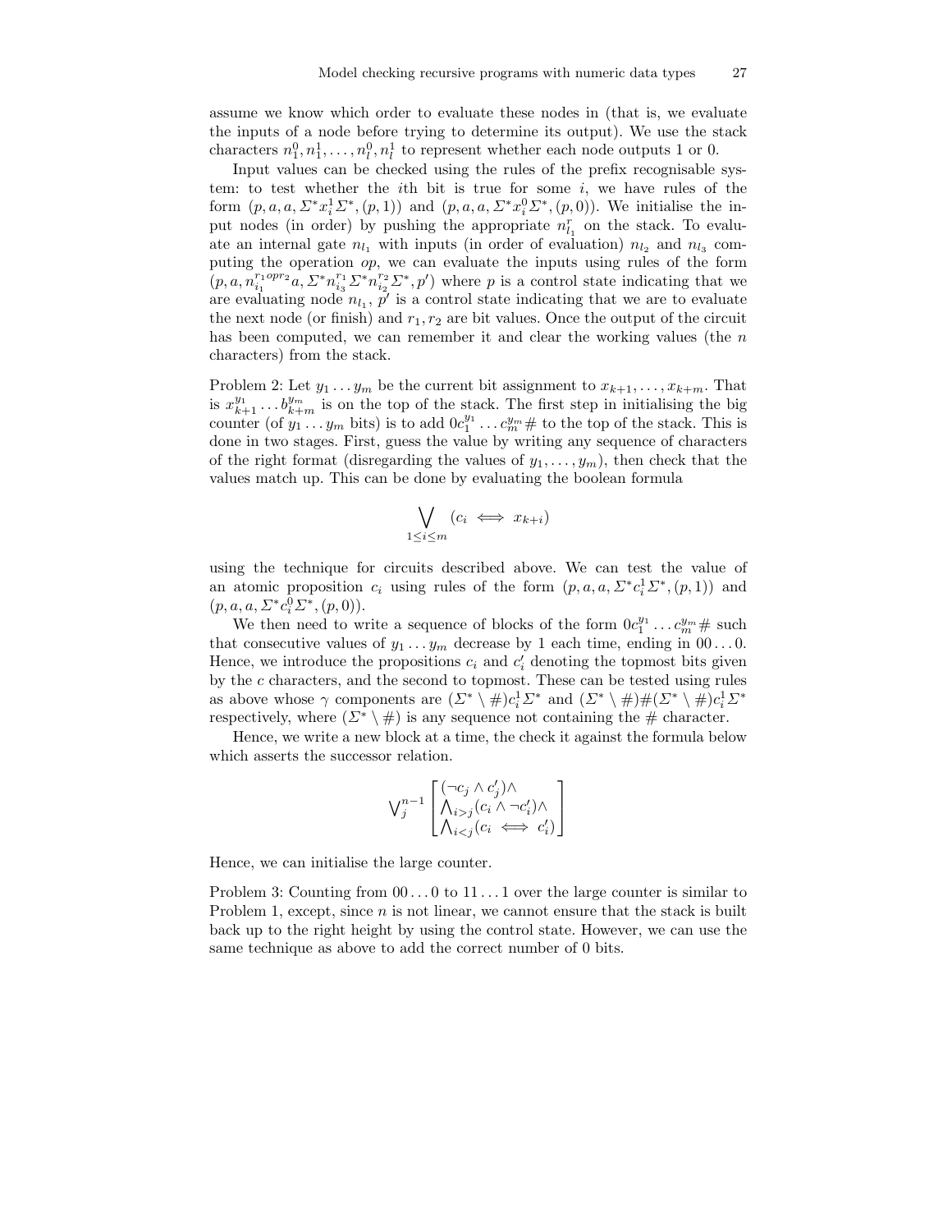assume we know which order to evaluate these nodes in (that is, we evaluate the inputs of a node before trying to determine its output). We use the stack characters $n_1^0, n_1^1, \ldots, n_l^0, n_l^1$ to represent whether each node outputs 1 or 0.

Input values can be checked using the rules of the prefix recognisable system: to test whether the $i$th bit is true for some $i$, we have rules of the form $(p, a, a, \Sigma^* x_i^1 \Sigma^*, (p, 1))$ and $(p, a, a, \Sigma^* x_i^0 \Sigma^*, (p, 0))$. We initialise the input nodes (in order) by pushing the appropriate $n_{l_1}^r$ on the stack. To evaluate an internal gate $n_{l_1}$ with inputs (in order of evaluation) $n_{l_2}$ and $n_{l_3}$ computing the operation $op$, we can evaluate the inputs using rules of the form $(p, a, n_{i_1}^{r_1 op r_2} a, \Sigma^* n_{i_3}^{r_1} \Sigma^* n_{i_2}^{r_2} \Sigma^*, p')$ where $p$ is a control state indicating that we are evaluating node $n_{l_1}$, $p'$ is a control state indicating that we are to evaluate the next node (or finish) and $r_1, r_2$ are bit values. Once the output of the circuit has been computed, we can remember it and clear the working values (the $n$ characters) from the stack.

Problem 2: Let $y_1 \ldots y_m$ be the current bit assignment to $x_{k+1}, \ldots, x_{k+m}$. That is $x_{k+1}^{y_1} \ldots b_{k+m}^{y_m}$ is on the top of the stack. The first step in initialising the big counter (of $y_1 \ldots y_m$ bits) is to add $0 c_1^{y_1} \ldots c_m^{y_m} \#$ to the top of the stack. This is done in two stages. First, guess the value by writing any sequence of characters of the right format (disregarding the values of $y_1, \ldots, y_m$), then check that the values match up. This can be done by evaluating the boolean formula

$$\bigvee_{1 \leq i \leq m} (c_i \iff x_{k+i})$$

using the technique for circuits described above. We can test the value of an atomic proposition $c_i$ using rules of the form $(p, a, a, \Sigma^* c_i^1 \Sigma^*, (p, 1))$ and $(p, a, a, \Sigma^* c_i^0 \Sigma^*, (p, 0))$.

We then need to write a sequence of blocks of the form $0 c_1^{y_1} \ldots c_m^{y_m} \#$ such that consecutive values of $y_1 \ldots y_m$ decrease by 1 each time, ending in $00 \ldots 0$. Hence, we introduce the propositions $c_i$ and $c_i'$ denoting the topmost bits given by the $c$ characters, and the second to topmost. These can be tested using rules as above whose $\gamma$ components are $(\Sigma^* \setminus \#) c_i^1 \Sigma^*$ and $(\Sigma^* \setminus \#)\#(\Sigma^* \setminus \#) c_i^1 \Sigma^*$ respectively, where $(\Sigma^* \setminus \#)$ is any sequence not containing the $\#$ character.

Hence, we write a new block at a time, the check it against the formula below which asserts the successor relation.

$$\bigvee_j^{n-1} \begin{bmatrix} (\neg c_j \wedge c_j') \wedge \\ \bigwedge_{i>j} (c_i \wedge \neg c_i') \wedge \\ \bigwedge_{i<j} (c_i \iff c_i') \end{bmatrix}$$

Hence, we can initialise the large counter.

Problem 3: Counting from $00 \ldots 0$ to $11 \ldots 1$ over the large counter is similar to Problem 1, except, since $n$ is not linear, we cannot ensure that the stack is built back up to the right height by using the control state. However, we can use the same technique as above to add the correct number of 0 bits.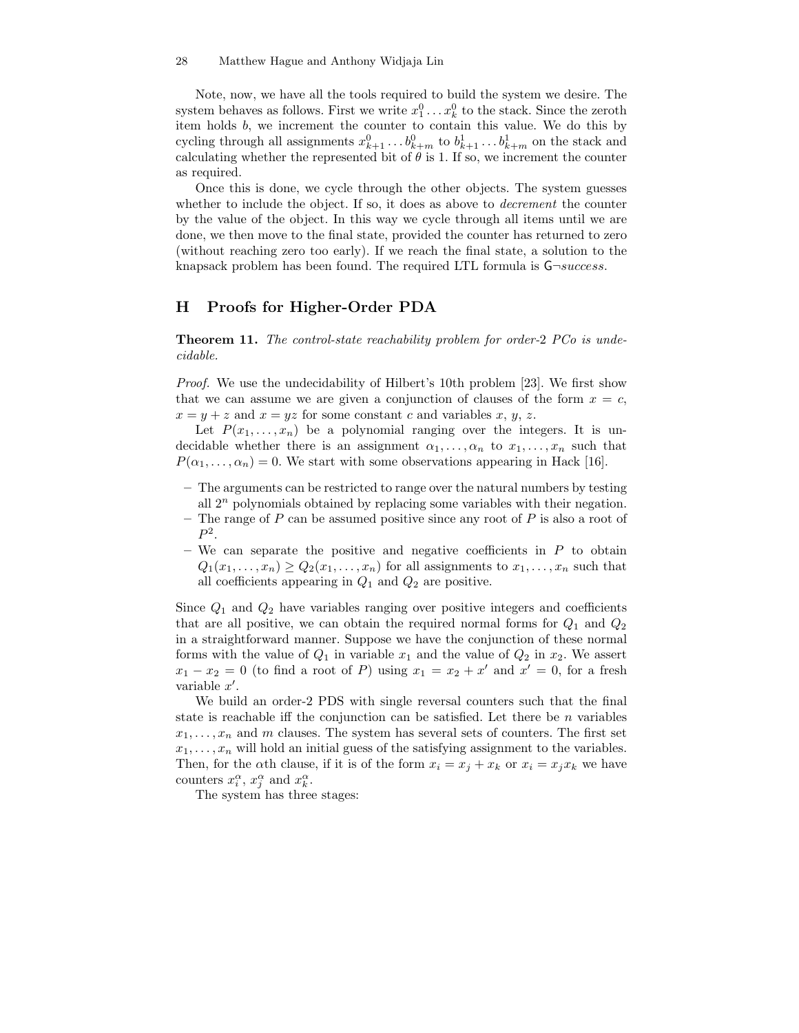Note, now, we have all the tools required to build the system we desire. The system behaves as follows. First we write $x^0_1 \ldots x^0_k$ to the stack. Since the zeroth item holds $b$, we increment the counter to contain this value. We do this by cycling through all assignments $x^0_{k+1} \ldots b^0_{k+m}$ to $b^1_{k+1} \ldots b^1_{k+m}$ on the stack and calculating whether the represented bit of $\theta$ is 1. If so, we increment the counter as required.

Once this is done, we cycle through the other objects. The system guesses whether to include the object. If so, it does as above to *decrement* the counter by the value of the object. In this way we cycle through all items until we are done, we then move to the final state, provided the counter has returned to zero (without reaching zero too early). If we reach the final state, a solution to the knapsack problem has been found. The required LTL formula is $\mathsf{G}\neg \textit{success}$.

## H Proofs for Higher-Order PDA

**Theorem 11.** *The control-state reachability problem for order-2 PCo is undecidable.*

*Proof.* We use the undecidability of Hilbert's 10th problem [23]. We first show that we can assume we are given a conjunction of clauses of the form $x = c$, $x = y + z$ and $x = yz$ for some constant $c$ and variables $x$, $y$, $z$.

Let $P(x_1, \ldots, x_n)$ be a polynomial ranging over the integers. It is undecidable whether there is an assignment $\alpha_1, \ldots, \alpha_n$ to $x_1, \ldots, x_n$ such that $P(\alpha_1, \ldots, \alpha_n) = 0$. We start with some observations appearing in Hack [16].

- The arguments can be restricted to range over the natural numbers by testing all $2^n$ polynomials obtained by replacing some variables with their negation.
- The range of $P$ can be assumed positive since any root of $P$ is also a root of $P^2$.
- We can separate the positive and negative coefficients in $P$ to obtain $Q_1(x_1, \ldots, x_n) \geq Q_2(x_1, \ldots, x_n)$ for all assignments to $x_1, \ldots, x_n$ such that all coefficients appearing in $Q_1$ and $Q_2$ are positive.

Since $Q_1$ and $Q_2$ have variables ranging over positive integers and coefficients that are all positive, we can obtain the required normal forms for $Q_1$ and $Q_2$ in a straightforward manner. Suppose we have the conjunction of these normal forms with the value of $Q_1$ in variable $x_1$ and the value of $Q_2$ in $x_2$. We assert $x_1 - x_2 = 0$ (to find a root of $P$) using $x_1 = x_2 + x'$ and $x' = 0$, for a fresh variable $x'$.

We build an order-2 PDS with single reversal counters such that the final state is reachable iff the conjunction can be satisfied. Let there be $n$ variables $x_1, \ldots, x_n$ and $m$ clauses. The system has several sets of counters. The first set $x_1, \ldots, x_n$ will hold an initial guess of the satisfying assignment to the variables. Then, for the $\alpha$th clause, if it is of the form $x_i = x_j + x_k$ or $x_i = x_j x_k$ we have counters $x^\alpha_i$, $x^\alpha_j$ and $x^\alpha_k$.

The system has three stages: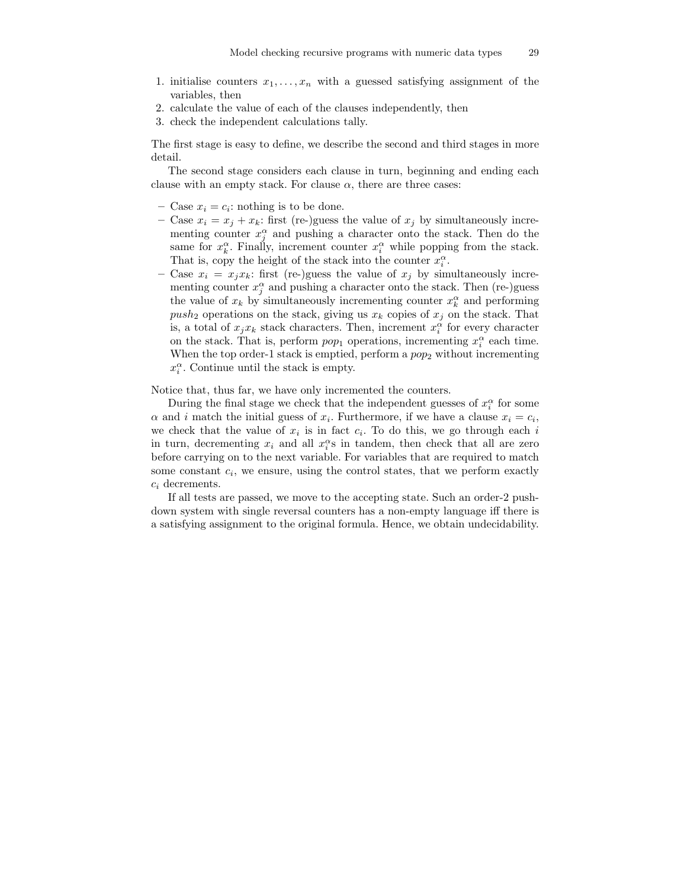1. initialise counters $x_1, \ldots, x_n$ with a guessed satisfying assignment of the variables, then
2. calculate the value of each of the clauses independently, then
3. check the independent calculations tally.

The first stage is easy to define, we describe the second and third stages in more detail.

The second stage considers each clause in turn, beginning and ending each clause with an empty stack. For clause $\alpha$, there are three cases:

- Case $x_i = c_i$: nothing is to be done.
- Case $x_i = x_j + x_k$: first (re-)guess the value of $x_j$ by simultaneously incrementing counter $x_j^\alpha$ and pushing a character onto the stack. Then do the same for $x_k^\alpha$. Finally, increment counter $x_i^\alpha$ while popping from the stack. That is, copy the height of the stack into the counter $x_i^\alpha$.
- Case $x_i = x_j x_k$: first (re-)guess the value of $x_j$ by simultaneously incrementing counter $x_j^\alpha$ and pushing a character onto the stack. Then (re-)guess the value of $x_k$ by simultaneously incrementing counter $x_k^\alpha$ and performing $push_2$ operations on the stack, giving us $x_k$ copies of $x_j$ on the stack. That is, a total of $x_j x_k$ stack characters. Then, increment $x_i^\alpha$ for every character on the stack. That is, perform $pop_1$ operations, incrementing $x_i^\alpha$ each time. When the top order-1 stack is emptied, perform a $pop_2$ without incrementing $x_i^\alpha$. Continue until the stack is empty.

Notice that, thus far, we have only incremented the counters.

During the final stage we check that the independent guesses of $x_i^\alpha$ for some $\alpha$ and $i$ match the initial guess of $x_i$. Furthermore, if we have a clause $x_i = c_i$, we check that the value of $x_i$ is in fact $c_i$. To do this, we go through each $i$ in turn, decrementing $x_i$ and all $x_i^\alpha$s in tandem, then check that all are zero before carrying on to the next variable. For variables that are required to match some constant $c_i$, we ensure, using the control states, that we perform exactly $c_i$ decrements.

If all tests are passed, we move to the accepting state. Such an order-2 pushdown system with single reversal counters has a non-empty language iff there is a satisfying assignment to the original formula. Hence, we obtain undecidability.